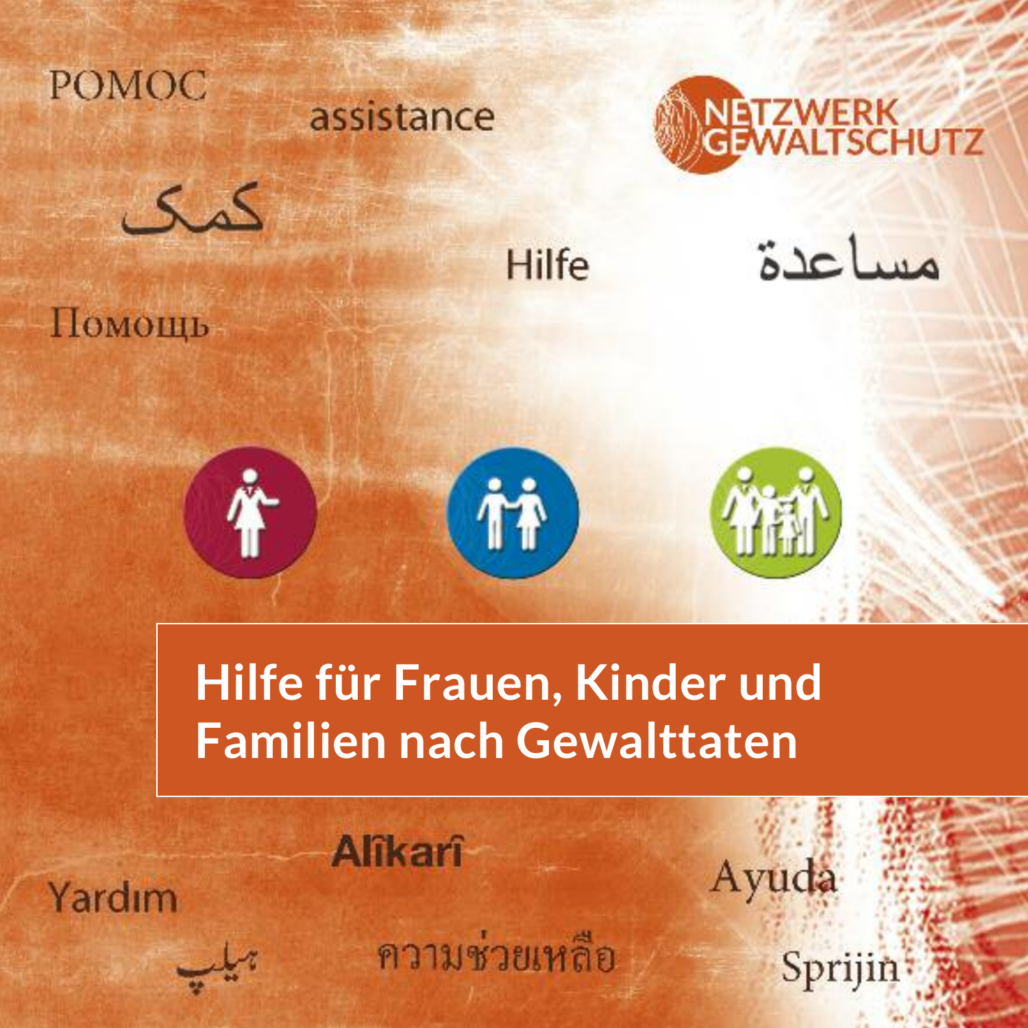POMOC

assistance

NETZWERK GEWALTSCHUTZ

کمک

Hilfe

مساعدة

Помощь

# Hilfe für Frauen, Kinder und Familien nach Gewalttaten

Alîkarî

Yardım

Ayuda

هیلپ

ความช่วยเหลือ

Sprijin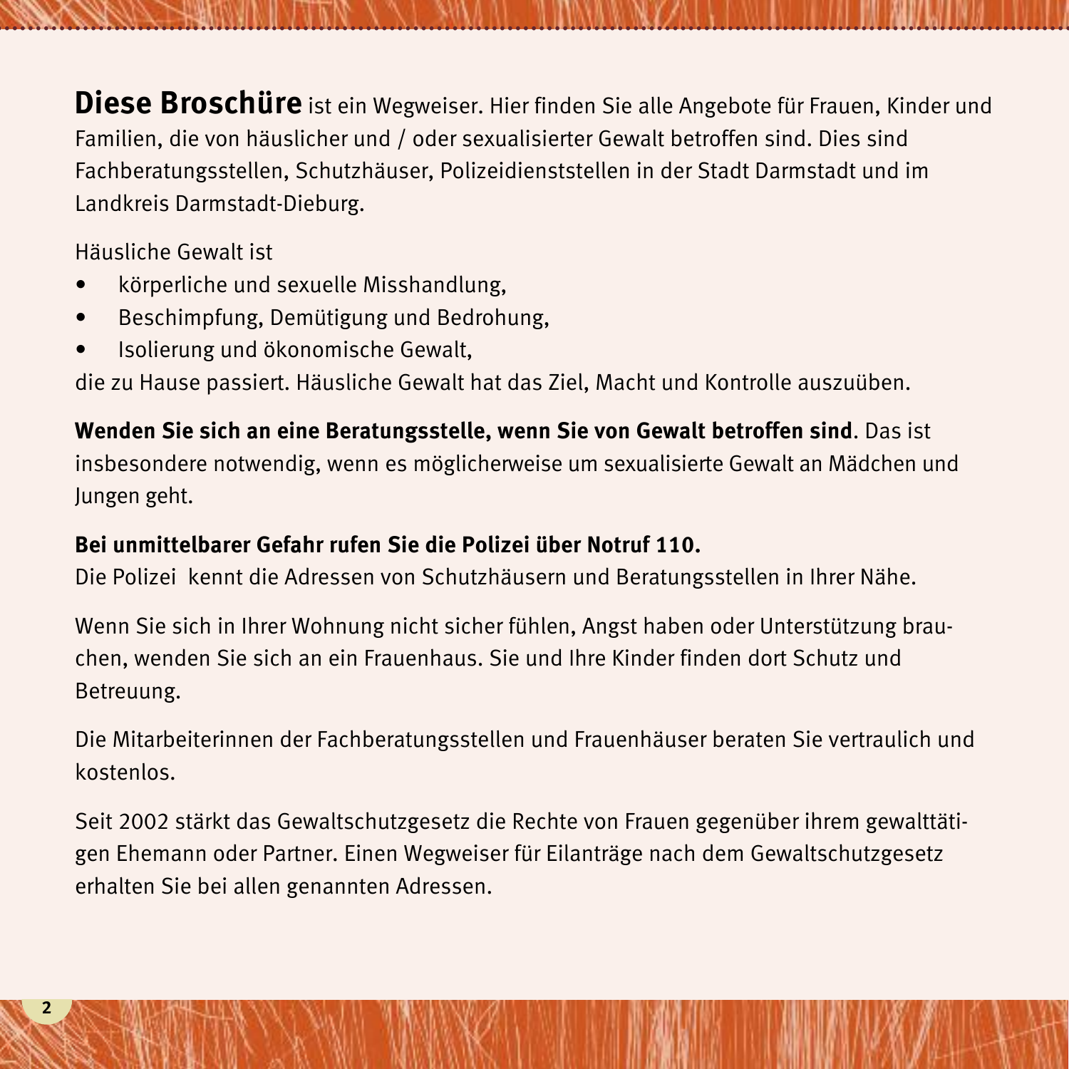**Diese Broschüre** ist ein Wegweiser. Hier finden Sie alle Angebote für Frauen, Kinder und Familien, die von häuslicher und / oder sexualisierter Gewalt betroffen sind. Dies sind Fachberatungsstellen, Schutzhäuser, Polizeidienststellen in der Stadt Darmstadt und im Landkreis Darmstadt-Dieburg.

Häusliche Gewalt ist

- körperliche und sexuelle Misshandlung,
- Beschimpfung, Demütigung und Bedrohung,
- Isolierung und ökonomische Gewalt,

die zu Hause passiert. Häusliche Gewalt hat das Ziel, Macht und Kontrolle auszuüben.

**Wenden Sie sich an eine Beratungsstelle, wenn Sie von Gewalt betroffen sind**. Das ist insbesondere notwendig, wenn es möglicherweise um sexualisierte Gewalt an Mädchen und Jungen geht.

**Bei unmittelbarer Gefahr rufen Sie die Polizei über Notruf 110.**
Die Polizei kennt die Adressen von Schutzhäusern und Beratungsstellen in Ihrer Nähe.

Wenn Sie sich in Ihrer Wohnung nicht sicher fühlen, Angst haben oder Unterstützung brauchen, wenden Sie sich an ein Frauenhaus. Sie und Ihre Kinder finden dort Schutz und Betreuung.

Die Mitarbeiterinnen der Fachberatungsstellen und Frauenhäuser beraten Sie vertraulich und kostenlos.

Seit 2002 stärkt das Gewaltschutzgesetz die Rechte von Frauen gegenüber ihrem gewalttätigen Ehemann oder Partner. Einen Wegweiser für Eilanträge nach dem Gewaltschutzgesetz erhalten Sie bei allen genannten Adressen.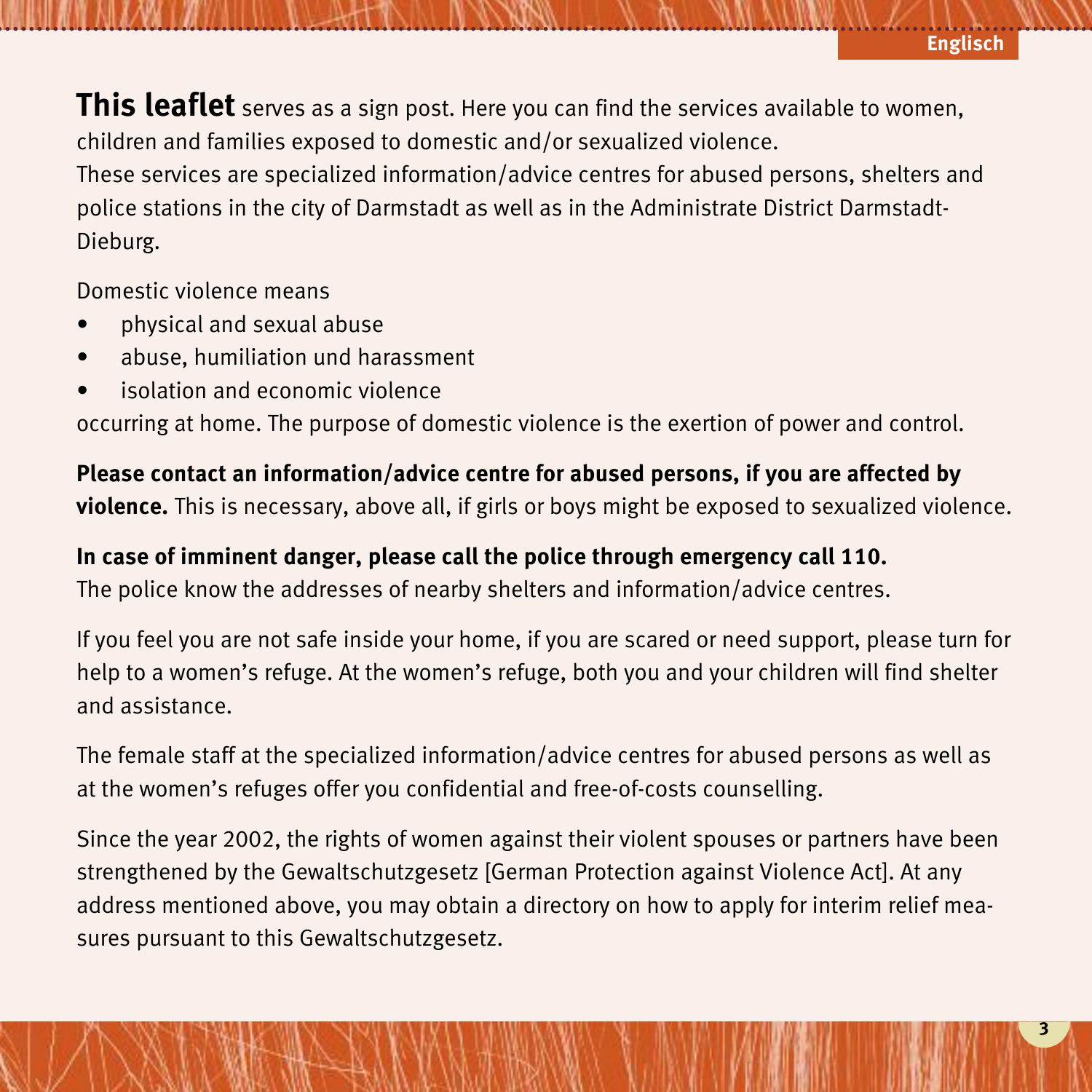**This leaflet** serves as a sign post. Here you can find the services available to women, children and families exposed to domestic and/or sexualized violence.
These services are specialized information/advice centres for abused persons, shelters and police stations in the city of Darmstadt as well as in the Administrate District Darmstadt-Dieburg.

Domestic violence means

- physical and sexual abuse
- abuse, humiliation und harassment
- isolation and economic violence

occurring at home. The purpose of domestic violence is the exertion of power and control.

**Please contact an information/advice centre for abused persons, if you are affected by violence.** This is necessary, above all, if girls or boys might be exposed to sexualized violence.

**In case of imminent danger, please call the police through emergency call 110.**
The police know the addresses of nearby shelters and information/advice centres.

If you feel you are not safe inside your home, if you are scared or need support, please turn for help to a women's refuge. At the women's refuge, both you and your children will find shelter and assistance.

The female staff at the specialized information/advice centres for abused persons as well as at the women's refuges offer you confidential and free-of-costs counselling.

Since the year 2002, the rights of women against their violent spouses or partners have been strengthened by the Gewaltschutzgesetz [German Protection against Violence Act]. At any address mentioned above, you may obtain a directory on how to apply for interim relief measures pursuant to this Gewaltschutzgesetz.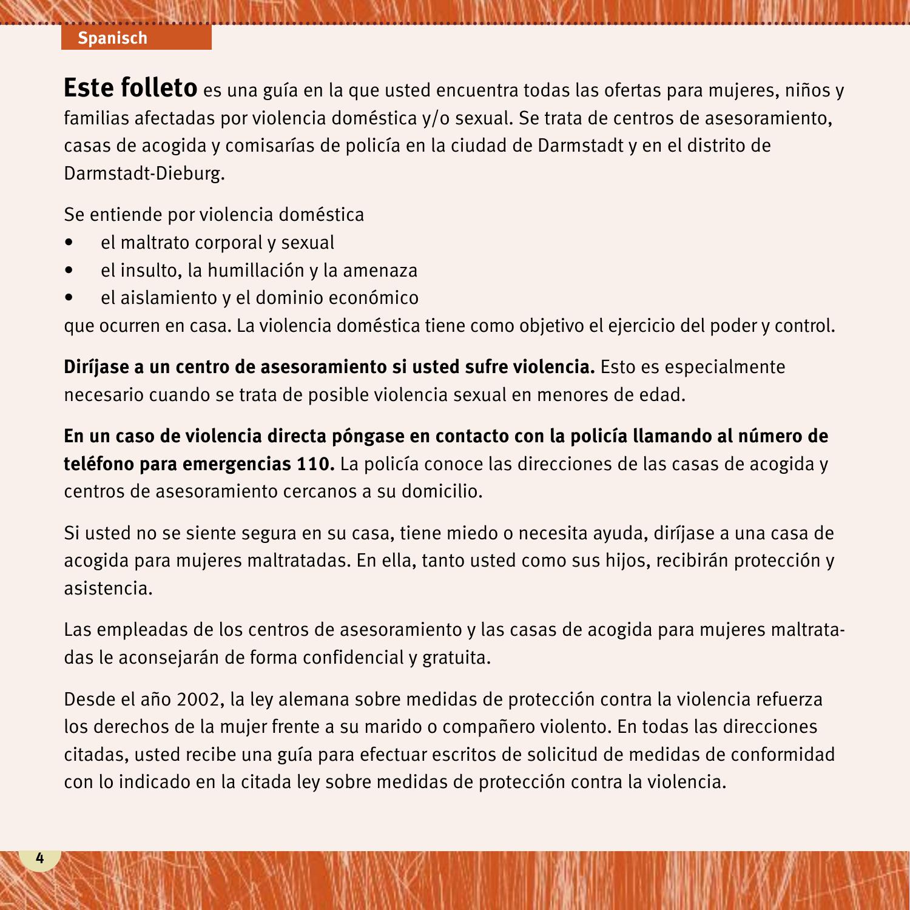**Spanisch**

**Este folleto** es una guía en la que usted encuentra todas las ofertas para mujeres, niños y familias afectadas por violencia doméstica y/o sexual. Se trata de centros de asesoramiento, casas de acogida y comisarías de policía en la ciudad de Darmstadt y en el distrito de Darmstadt-Dieburg.

Se entiende por violencia doméstica

- el maltrato corporal y sexual
- el insulto, la humillación y la amenaza
- el aislamiento y el dominio económico

que ocurren en casa. La violencia doméstica tiene como objetivo el ejercicio del poder y control.

**Diríjase a un centro de asesoramiento si usted sufre violencia.** Esto es especialmente necesario cuando se trata de posible violencia sexual en menores de edad.

**En un caso de violencia directa póngase en contacto con la policía llamando al número de teléfono para emergencias 110.** La policía conoce las direcciones de las casas de acogida y centros de asesoramiento cercanos a su domicilio.

Si usted no se siente segura en su casa, tiene miedo o necesita ayuda, diríjase a una casa de acogida para mujeres maltratadas. En ella, tanto usted como sus hijos, recibirán protección y asistencia.

Las empleadas de los centros de asesoramiento y las casas de acogida para mujeres maltratadas le aconsejarán de forma confidencial y gratuita.

Desde el año 2002, la ley alemana sobre medidas de protección contra la violencia refuerza los derechos de la mujer frente a su marido o compañero violento. En todas las direcciones citadas, usted recibe una guía para efectuar escritos de solicitud de medidas de conformidad con lo indicado en la citada ley sobre medidas de protección contra la violencia.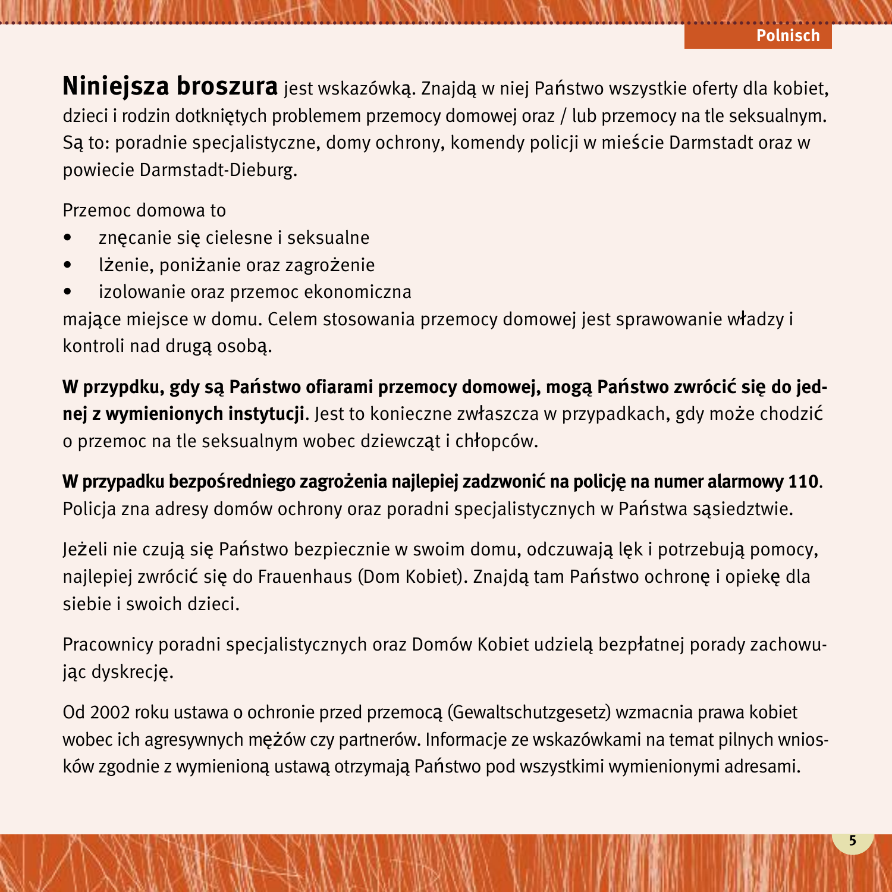**Niniejsza broszura** jest wskazówką. Znajdą w niej Państwo wszystkie oferty dla kobiet, dzieci i rodzin dotkniętych problemem przemocy domowej oraz / lub przemocy na tle seksualnym. Są to: poradnie specjalistyczne, domy ochrony, komendy policji w mieście Darmstadt oraz w powiecie Darmstadt-Dieburg.

Przemoc domowa to

- znęcanie się cielesne i seksualne
- lżenie, poniżanie oraz zagrożenie
- izolowanie oraz przemoc ekonomiczna

mające miejsce w domu. Celem stosowania przemocy domowej jest sprawowanie władzy i kontroli nad drugą osobą.

**W przypdku, gdy są Państwo ofiarami przemocy domowej, mogą Państwo zwrócić się do jednej z wymienionych instytucji**. Jest to konieczne zwłaszcza w przypadkach, gdy może chodzić o przemoc na tle seksualnym wobec dziewcząt i chłopców.

**W przypadku bezpośredniego zagrożenia najlepiej zadzwonić na policję na numer alarmowy 110**. Policja zna adresy domów ochrony oraz poradni specjalistycznych w Państwa sąsiedztwie.

Jeżeli nie czują się Państwo bezpiecznie w swoim domu, odczuwają lęk i potrzebują pomocy, najlepiej zwrócić się do Frauenhaus (Dom Kobiet). Znajdą tam Państwo ochronę i opiekę dla siebie i swoich dzieci.

Pracownicy poradni specjalistycznych oraz Domów Kobiet udzielą bezpłatnej porady zachowując dyskrecję.

Od 2002 roku ustawa o ochronie przed przemocą (Gewaltschutzgesetz) wzmacnia prawa kobiet wobec ich agresywnych mężów czy partnerów. Informacje ze wskazówkami na temat pilnych wniosków zgodnie z wymienioną ustawą otrzymają Państwo pod wszystkimi wymienionymi adresami.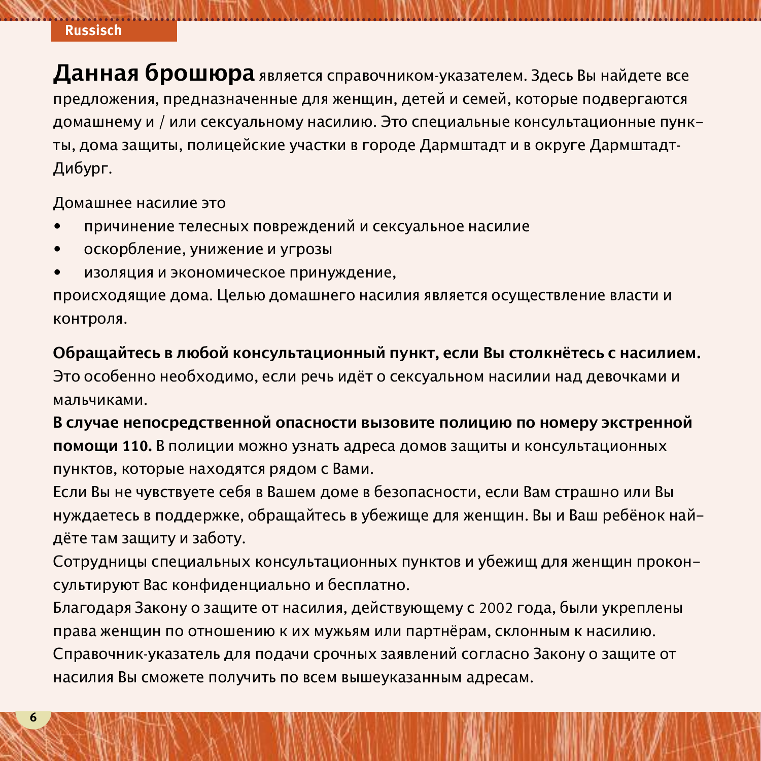**Russisch**

**Данная брошюра** является справочником-указателем. Здесь Вы найдете все предложения, предназначенные для женщин, детей и семей, которые подвергаются домашнему и / или сексуальному насилию. Это специальные консультационные пункты, дома защиты, полицейские участки в городе Дармштадт и в округе Дармштадт-Дибург.

Домашнее насилие это

- причинение телесных повреждений и сексуальное насилие
- оскорбление, унижение и угрозы
- изоляция и экономическое принуждение,

происходящие дома. Целью домашнего насилия является осуществление власти и контроля.

**Обращайтесь в любой консультационный пункт, если Вы столкнётесь с насилием.** Это особенно необходимо, если речь идёт о сексуальном насилии над девочками и мальчиками.

**В случае непосредственной опасности вызовите полицию по номеру экстренной помощи 110.** В полиции можно узнать адреса домов защиты и консультационных пунктов, которые находятся рядом с Вами.

Если Вы не чувствуете себя в Вашем доме в безопасности, если Вам страшно или Вы нуждаетесь в поддержке, обращайтесь в убежище для женщин. Вы и Ваш ребёнок найдёте там защиту и заботу.

Сотрудницы специальных консультационных пунктов и убежищ для женщин проконсультируют Вас конфиденциально и бесплатно.

Благодаря Закону о защите от насилия, действующему с 2002 года, были укреплены права женщин по отношению к их мужьям или партнёрам, склонным к насилию.

Справочник-указатель для подачи срочных заявлений согласно Закону о защите от насилия Вы сможете получить по всем вышеуказанным адресам.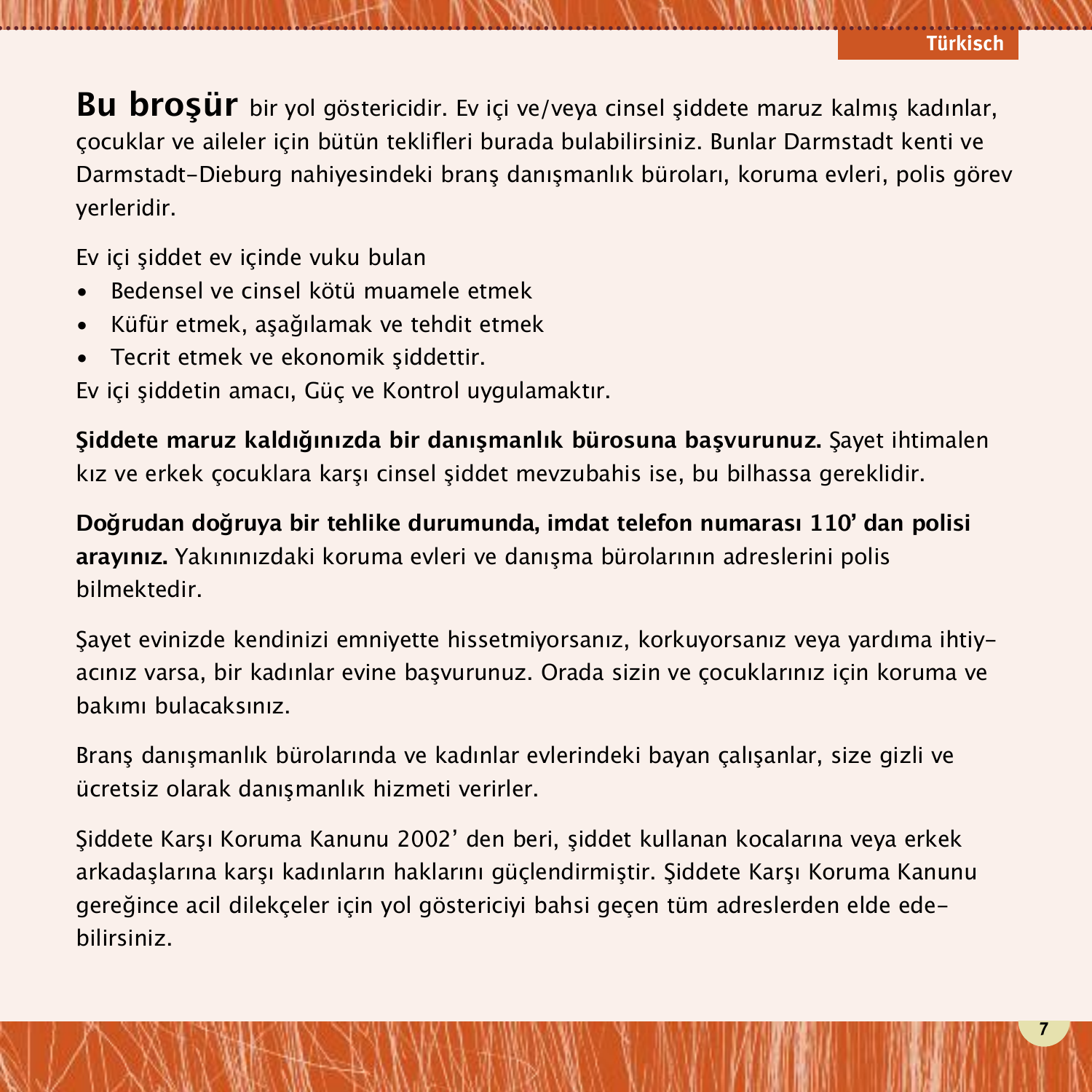**Bu broşür** bir yol göstericidir. Ev içi ve/veya cinsel şiddete maruz kalmış kadınlar, çocuklar ve aileler için bütün teklifleri burada bulabilirsiniz. Bunlar Darmstadt kenti ve Darmstadt-Dieburg nahiyesindeki branş danışmanlık büroları, koruma evleri, polis görev yerleridir.

Ev içi şiddet ev içinde vuku bulan

- Bedensel ve cinsel kötü muamele etmek
- Küfür etmek, aşağılamak ve tehdit etmek
- Tecrit etmek ve ekonomik şiddettir.

Ev içi şiddetin amacı, Güç ve Kontrol uygulamaktır.

**Şiddete maruz kaldığınızda bir danışmanlık bürosuna başvurunuz.** Şayet ihtimalen kız ve erkek çocuklara karşı cinsel şiddet mevzubahis ise, bu bilhassa gereklidir.

**Doğrudan doğruya bir tehlike durumunda, imdat telefon numarası 110' dan polisi arayınız.** Yakınınızdaki koruma evleri ve danışma bürolarının adreslerini polis bilmektedir.

Şayet evinizde kendinizi emniyette hissetmiyorsanız, korkuyorsanız veya yardıma ihtiyacınız varsa, bir kadınlar evine başvurunuz. Orada sizin ve çocuklarınız için koruma ve bakımı bulacaksınız.

Branş danışmanlık bürolarında ve kadınlar evlerindeki bayan çalışanlar, size gizli ve ücretsiz olarak danışmanlık hizmeti verirler.

Şiddete Karşı Koruma Kanunu 2002' den beri, şiddet kullanan kocalarına veya erkek arkadaşlarına karşı kadınların haklarını güçlendirmiştir. Şiddete Karşı Koruma Kanunu gereğince acil dilekçeler için yol göstericiyi bahsi geçen tüm adreslerden elde edebilirsiniz.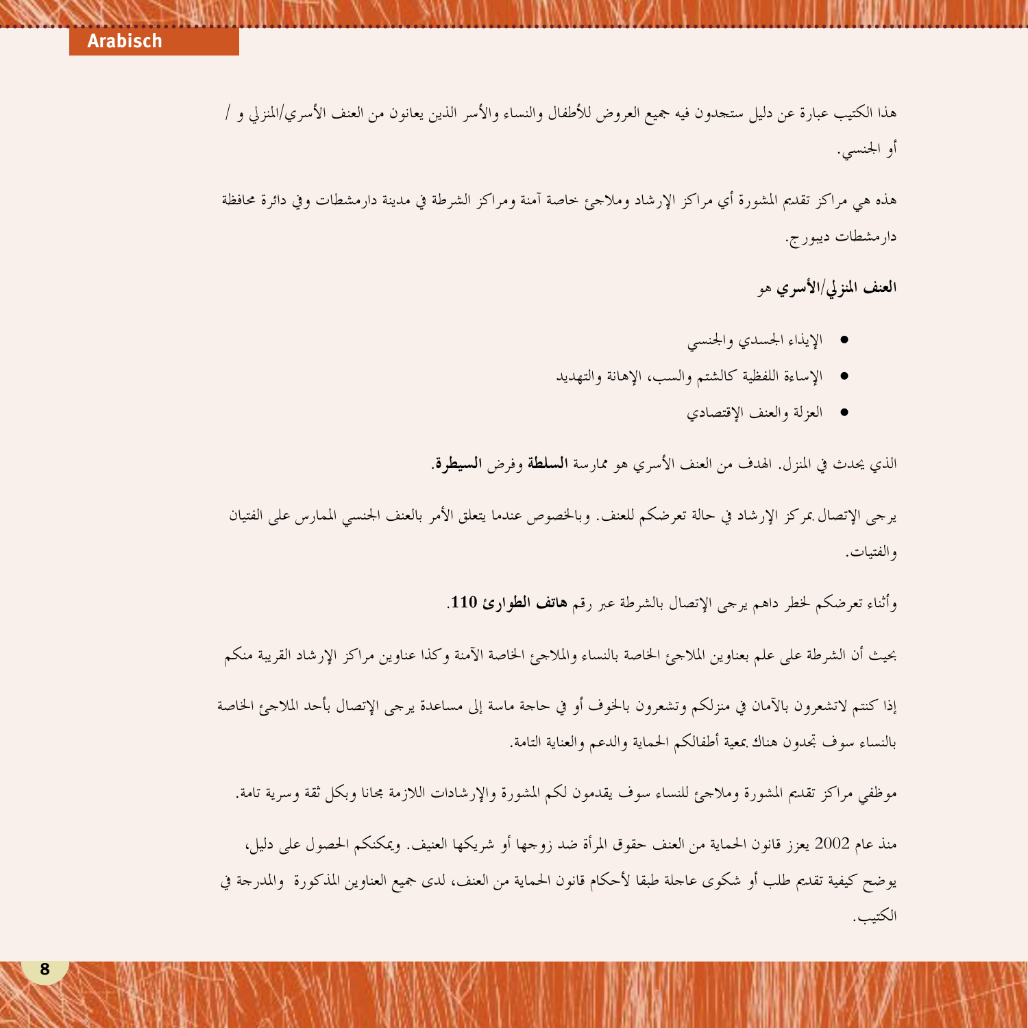هذا الكتيب عبارة عن دليل ستجدون فيه جميع العروض للأطفال والنساء والأسر الذين يعانون من العنف الأسري/المنزلي و / أو الجنسي.

هذه هي مراكز تقديم المشورة أي مراكز الإرشاد وملاجئ خاصة آمنة ومراكز الشرطة في مدينة دارمشطات وفي دائرة محافظة دارمشطات ديبورج.

**العنف المنزلي/الأسري** هو

- الإيذاء الجسدي والجنسي
- الإساءة اللفظية كالشتم والسب، الإهانة والتهديد
- العزلة والعنف الإقتصادي

الذي يحدث في المنزل. الهدف من العنف الأسري هو ممارسة **السلطة** وفرض **السيطرة**.

يرجى الإتصال بمركز الإرشاد في حالة تعرضكم للعنف. وبالخصوص عندما يتعلق الأمر بالعنف الجنسي الممارس على الفتيان والفتيات.

وأثناء تعرضكم لخطر داهم يرجى الإتصال بالشرطة عبر رقم **هاتف الطوارئ 110**.

بحيث أن الشرطة على علم بعناوين الملاجئ الخاصة بالنساء والملاجئ الخاصة الآمنة وكذا عناوين مراكز الإرشاد القريبة منكم

إذا كنتم لاتشعرون بالآمان في منزلكم وتشعرون بالخوف أو في حاجة ماسة إلى مساعدة يرجى الإتصال بأحد الملاجئ الخاصة بالنساء سوف تجدون هناك بمعية أطفالكم الحماية والدعم والعناية التامة.

موظفي مراكز تقديم المشورة وملاجئ للنساء سوف يقدمون لكم المشورة والإرشادات اللازمة مجانا وبكل ثقة وسرية تامة.

منذ عام 2002 يعزز قانون الحماية من العنف حقوق المرأة ضد زوجها أو شريكها العنيف. ويمكنكم الحصول على دليل، يوضح كيفية تقديم طلب أو شكوى عاجلة طبقا لأحكام قانون الحماية من العنف، لدى جميع العناوين المذكورة والمدرجة في الكتيب.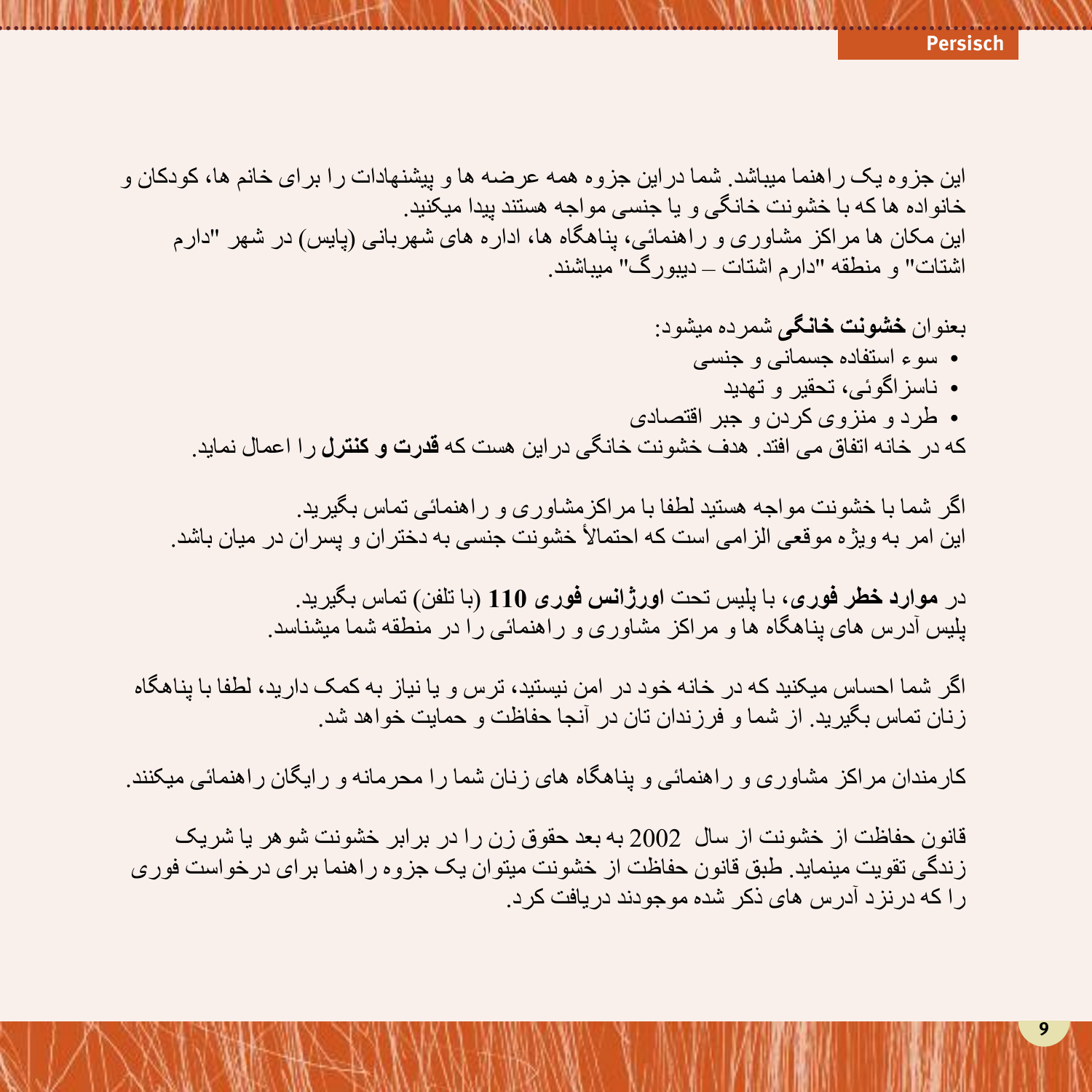این جزوه یک راهنما میباشد. شما دراین جزوه همه عرضه ها و پیشنهادات را برای خانم ها، کودکان و خانواده ها که با خشونت خانگی و یا جنسی مواجه هستند پیدا میکنید.
این مکان ها مراکز مشاوری و راهنمائی، پناهگاه ها، اداره های شهربانی (پلیس) در شهر "دارم اشتات" و منطقه "دارم اشتات – دیبورگ" میباشند.

بعنوان **خشونت خانگی** شمرده میشود:

- سوء استفاده جسمانی و جنسی
- ناسزاگوئی، تحقیر و تهدید
- طرد و منزوی کردن و جبر اقتصادی

که در خانه اتفاق می افتد. هدف خشونت خانگی دراین هست که **قدرت و کنترل** را اعمال نماید.

اگر شما با خشونت مواجه هستید لطفا با مراکزمشاوری و راهنمائی تماس بگیرید.
این امر به ویژه موقعی الزامی است که احتمالاً خشونت جنسی به دختران و پسران در میان باشد.

در **موارد خطر فوری**، با پلیس تحت **اورژانس فوری 110** (با تلفن) تماس بگیرید.
پلیس آدرس های پناهگاه ها و مراکز مشاوری و راهنمائی را در منطقه شما میشناسد.

اگر شما احساس میکنید که در خانه خود در امن نیستید، ترس و یا نیاز به کمک دارید، لطفا با پناهگاه زنان تماس بگیرید. از شما و فرزندان تان در آنجا حفاظت و حمایت خواهد شد.

کارمندان مراکز مشاوری و راهنمائی و پناهگاه های زنان شما را محرمانه و رایگان راهنمائی میکنند.

قانون حفاظت از خشونت از سال 2002 به بعد حقوق زن را در برابر خشونت شوهر یا شریک زندگی تقویت مینماید. طبق قانون حفاظت از خشونت میتوان یک جزوه راهنما برای درخواست فوری را که درنزد آدرس های ذکر شده موجودند دریافت کرد.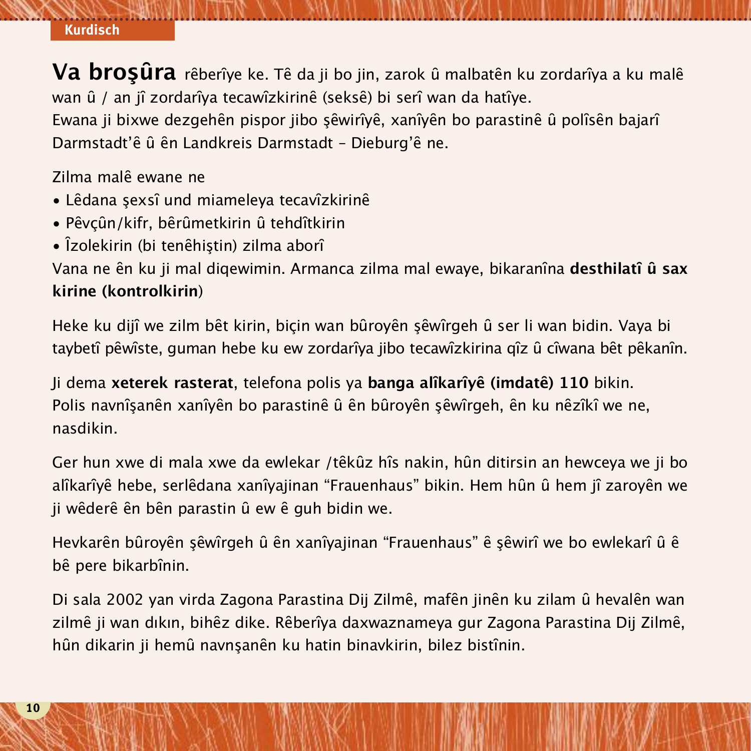**Va broşûra** rêberîye ke. Tê da ji bo jin, zarok û malbatên ku zordarîya a ku malê wan û / an jî zordarîya tecawîzkirinê (seksê) bi serî wan da hatîye. Ewana ji bixwe dezgehên pispor jibo şêwirîyê, xanîyên bo parastinê û polîsên bajarî Darmstadt'ê û ên Landkreis Darmstadt – Dieburg'ê ne.

Zilma malê ewane ne

- Lêdana şexsî und miameleya tecavîzkirinê
- Pêvçûn/kifr, bêrûmetkirin û tehdîtkirin
- Îzolekirin (bi tenêhiştin) zilma aborî

Vana ne ên ku ji mal diqewimin. Armanca zilma mal ewaye, bikaranîna **desthilatî û sax kirine (kontrolkirin**)

Heke ku dijî we zilm bêt kirin, biçin wan bûroyên şêwîrgeh û ser li wan bidin. Vaya bi taybetî pêwîste, guman hebe ku ew zordarîya jibo tecawîzkirina qîz û cîwana bêt pêkanîn.

Ji dema **xeterek rasterat**, telefona polis ya **banga alîkarîyê (imdatê) 110** bikin. Polis navnîşanên xanîyên bo parastinê û ên bûroyên şêwîrgeh, ên ku nêzîkî we ne, nasdikin.

Ger hun xwe di mala xwe da ewlekar /têkûz hîs nakin, hûn ditirsin an hewceya we ji bo alîkarîyê hebe, serlêdana xanîyajinan "Frauenhaus" bikin. Hem hûn û hem jî zaroyên we ji wêderê ên bên parastin û ew ê guh bidin we.

Hevkarên bûroyên şêwîrgeh û ên xanîyajinan "Frauenhaus" ê şêwirî we bo ewlekarî û ê bê pere bikarbînin.

Di sala 2002 yan virda Zagona Parastina Dij Zilmê, mafên jinên ku zilam û hevalên wan zilmê ji wan dıkın, bihêz dike. Rêberîya daxwaznameya gur Zagona Parastina Dij Zilmê, hûn dikarin ji hemû navnşanên ku hatin binavkirin, bilez bistînin.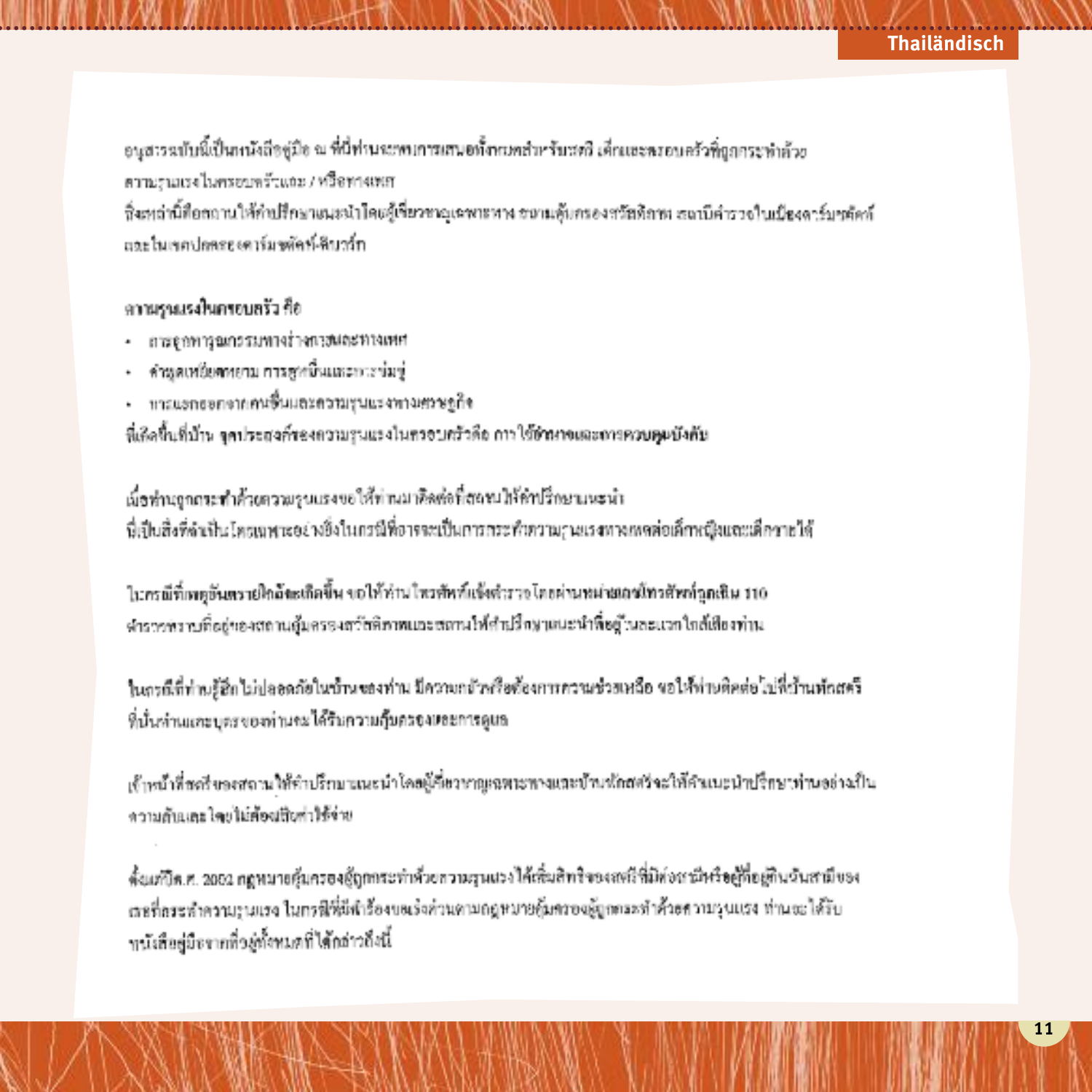อนุสารฉบับนี้เป็นหนังสือคู่มือ ณ ที่นี่ท่านจะพบการเสนอทั้งหมดสำหรับสตรี เด็กและครอบครัวที่ถูกกระทำด้วยความรุนแรงในครอบครัวและ / หรือทางเพศ
ซึ่งเหล่านี้คืองานให้คำปรึกษาแนะนำโดยผู้เชี่ยวชาญเฉพาะทาง ขบวนคุ้มครองสวัสดิภาพ สถานีตำรวจในเมืองดาร์มชตัดท์ และในเขตปกครองดาร์มชตัดท์-ดีบวร์ก

**ความรุนแรงในครอบครัว คือ**

- การจู่โจมทารุณกรรมทางร่างกายและทางเพศ
- คำพูดเหยียดหยาม การดูหมิ่นและการข่มขู่
- การแยกออกจากคนอื่นและความรุนแรงทางเศรษฐกิจ

ที่เกิดขึ้นที่บ้าน **จุดประสงค์ของความรุนแรงในครอบครัวคือ การใช้อำนาจและการควบคุมบังคับ**

เมื่อท่านถูกกระทำด้วยความรุนแรงขอให้ท่านมาติดต่อที่สถานให้คำปรึกษาแนะนำ
นี่เป็นสิ่งที่สำคัญโดยเฉพาะอย่างยิ่งในกรณีที่อาจจะเป็นการกระทำความรุนแรงทางเพศต่อเด็กหญิงและเด็กชายได้

ในกรณีที่**เหตุอันตรายใกล้จะเกิดขึ้น** ขอให้ท่านโทรศัพท์แจ้งตำรวจโดยผ่าน**หมายเลขโทรศัพท์ฉุกเฉิน 110**
ตำรวจทราบที่อยู่ของสถานคุ้มครองสวัสดิภาพและสถานให้คำปรึกษาแนะนำเพื่อผู้หญิงและเขตใกล้เคียงท่าน

ในกรณีที่ท่านรู้สึกไม่ปลอดภัยในบ้านของท่าน มีความกลัวหรือต้องการความช่วยเหลือ ขอให้ท่านติดต่อไปที่บ้านพักสตรี
ที่นั่นท่านและบุตรของท่านจะได้รับความคุ้มครองและการดูแล

เจ้าหน้าที่สตรีของสถานให้คำปรึกษาแนะนำโดยผู้เชี่ยวชาญเฉพาะทางและบ้านพักสตรีจะให้คำแนะนำปรึกษาท่านอย่างเป็นความลับและโดยไม่ต้องเสียค่าใช้จ่าย

ตั้งแต่ปี ค.ศ. 2002 กฎหมายคุ้มครองผู้ถูกกระทำด้วยความรุนแรงได้เพิ่มสิทธิของสตรีที่มีต่อสามีหรือคู่ที่อยู่กินกันฉันสามีของเธอที่กระทำความรุนแรง ในกรณีที่มีเรื่องของแจ้งความตามกฎหมายคุ้มครองผู้ถูกกระทำด้วยความรุนแรง ท่านจะได้รับหนังสือคู่มือจากที่อยู่ทั้งหมดที่ได้กล่าวถึงนี้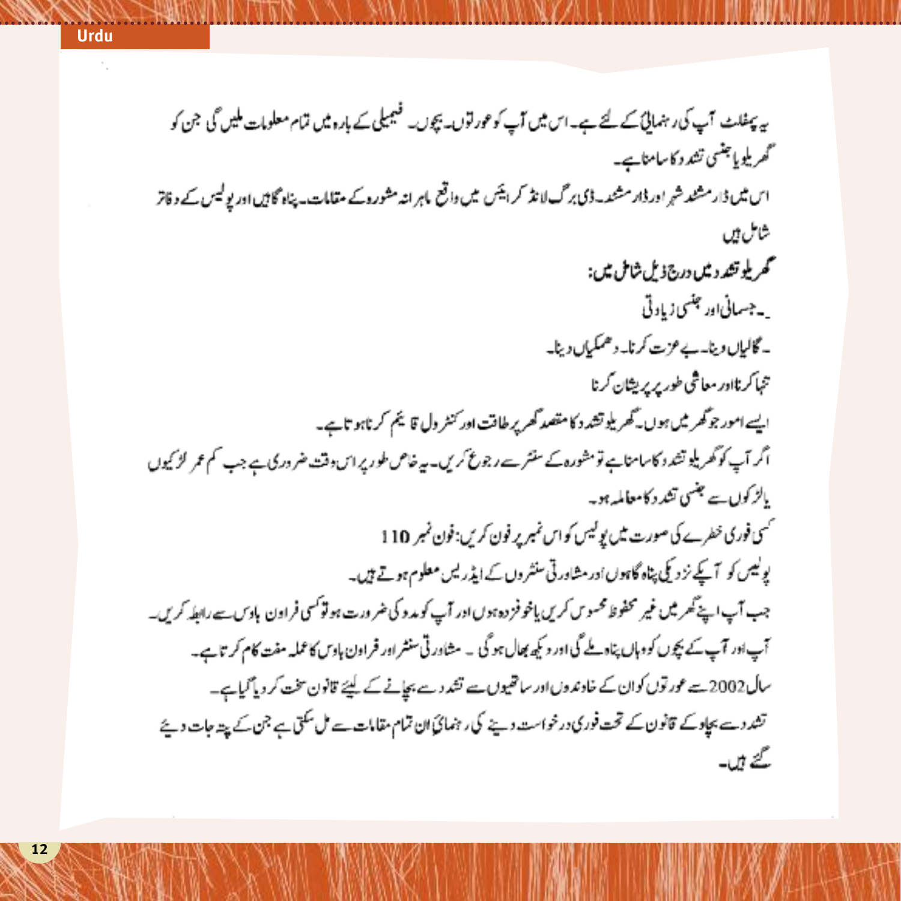Urdu

یہ پمفلٹ آپ کی رہنمائی کے لئے ہے۔ اس میں آپ کو عورتوں۔ بچوں۔ فیمیلی کے بارہ میں تمام معلومات ملیں گی جن کو گھریلو یا جنسی تشدد کا سامنا ہے۔

اس میں ڈارمشٹڈ شہر اور ڈارمشٹڈ۔ڈی برگ لانڈ کرائیس میں واقع ماہرانہ مشورہ کے مقامات۔ پناہ گاہیں اور پولیس کے دفاتر شامل ہیں

**گھریلو تشدد میں درج ذیل شامل ہیں:**

۔ جسمانی اور جنسی زیادتی

۔ گالیاں دینا۔ بے عزت کرنا۔ دھمکیاں دینا۔

تنہا کرنا اور معاشی طور پر پریشان کرنا

ایسے امور جو گھر میں ہوں۔ گھریلو تشدد کا مقصد گھر پر طاقت اور کنٹرول قائم کرنا ہوتا ہے۔

اگر آپ کو گھریلو تشدد کا سامنا ہے تو مشورہ کے سنٹر سے رجوع کریں۔ یہ خاص طور پر اس وقت ضروری ہے جب کم عمر لڑکیوں یا لڑکوں سے جنسی تشدد کا معاملہ ہو۔

کسی فوری خطرے کی صورت میں پولیس کو اس نمبر پر فون کریں: فون نمبر 110

پولیس کو آپکے نزدیکی پناہ گاہوں اور مشاورتی سنٹروں کے ایڈریس معلوم ہوتے ہیں۔

جب آپ اپنے گھر میں غیر محفوظ محسوس کریں یا خوفزدہ ہوں اور آپ کو مدد کی ضرورت ہو تو کسی فراون ہاوس سے رابطہ کریں۔

آپ اور آپ کے بچوں کو وہاں پناہ ملے گی اور دیکھ بھال ہوگی ۔ مشاورتی سنٹر اور فراون ہاوس کا عملہ مفت کام کرتا ہے۔

سال 2002 سے عورتوں کو ان کے خاوندوں اور ساتھیوں سے تشدد سے بچانے کے لیئے قانون سخت کر دیا گیا ہے۔

تشدد سے بچاو کے قانون کے تحت فوری درخواست دینے کی رہنمائی ان تمام مقامات سے مل سکتی ہے جن کے پتہ جات دیئے گئے ہیں۔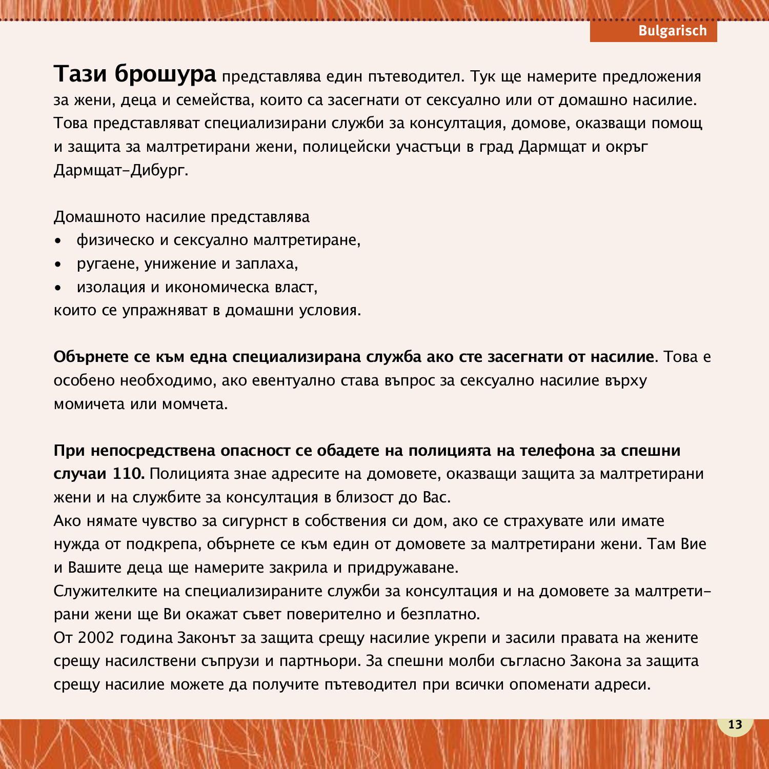**Тази брошура** представлява един пътеводител. Тук ще намерите предложения за жени, деца и семейства, които са засегнати от сексуално или от домашно насилие. Това представляват специализирани служби за консултация, домове, оказващи помощ и защита за малтретирани жени, полицейски участъци в град Дармщат и окръг Дармщат-Дибург.

Домашното насилие представлява
- физическо и сексуално малтретиране,
- ругаене, унижение и заплаха,
- изолация и икономическа власт,

които се упражняват в домашни условия.

**Обърнете се към една специализирана служба ако сте засегнати от насилие**. Това е особено необходимо, ако евентуално става въпрос за сексуално насилие върху момичета или момчета.

**При непосредствена опасност се обадете на полицията на телефона за спешни случаи 110.** Полицията знае адресите на домовете, оказващи защита за малтретирани жени и на службите за консултация в близост до Вас.
Ако нямате чувство за сигурнст в собствения си дом, ако се страхувате или имате нужда от подкрепа, обърнете се към един от домовете за малтретирани жени. Там Вие и Вашите деца ще намерите закрила и придружаване.
Служителките на специализираните служби за консултация и на домовете за малтретирани жени ще Ви окажат съвет поверително и безплатно.
От 2002 година Законът за защита срещу насилие укрепи и засили правата на жените срещу насилствени съпрузи и партньори. За спешни молби съгласно Закона за защита срещу насилие можете да получите пътеводител при всички опоменати адреси.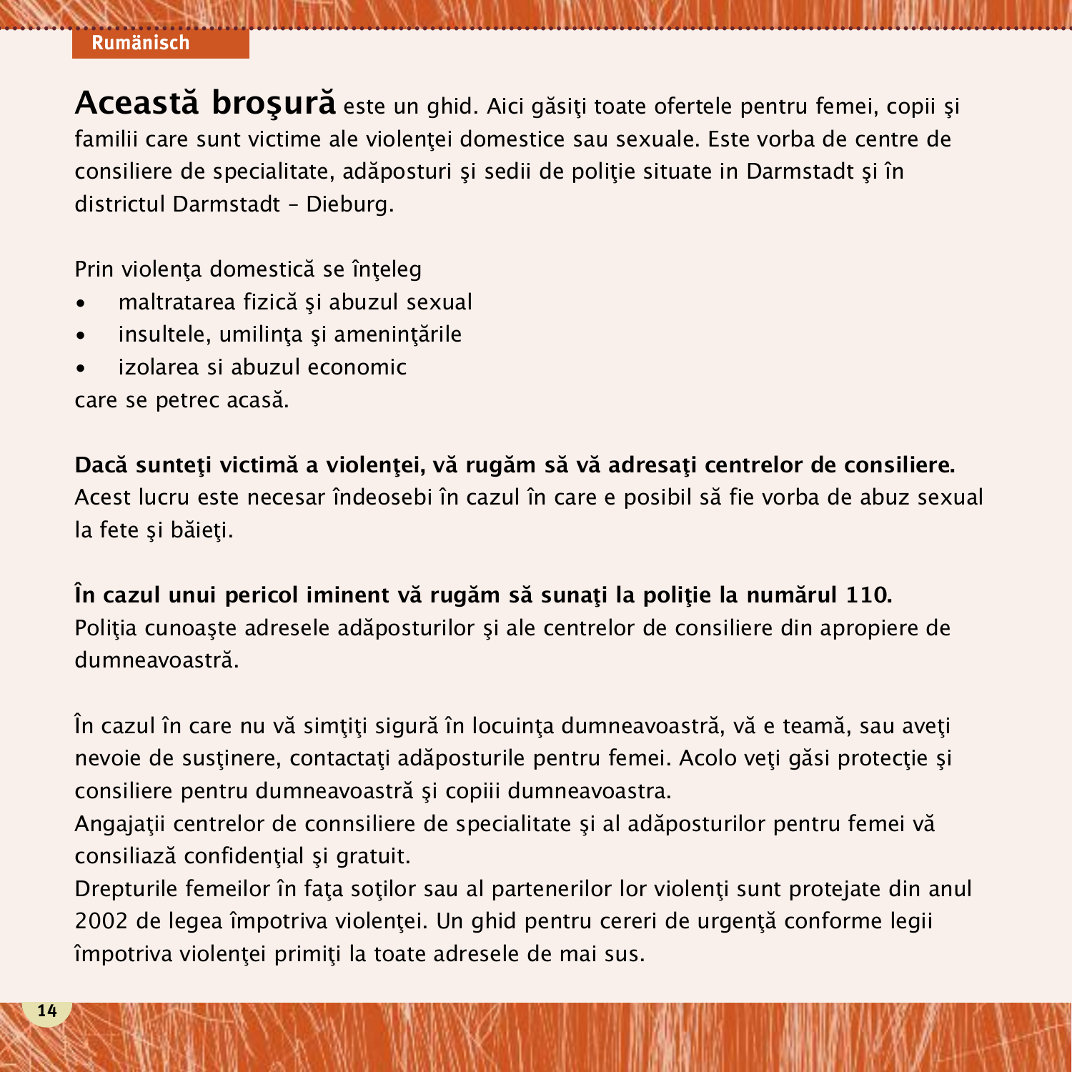**Această broşură** este un ghid. Aici găsiţi toate ofertele pentru femei, copii şi familii care sunt victime ale violenţei domestice sau sexuale. Este vorba de centre de consiliere de specialitate, adăposturi şi sedii de poliţie situate in Darmstadt şi în districtul Darmstadt – Dieburg.

Prin violenţa domestică se înţeleg

- maltratarea fizică şi abuzul sexual
- insultele, umilinţa şi ameninţările
- izolarea si abuzul economic

care se petrec acasă.

**Dacă sunteţi victimă a violenţei, vă rugăm să vă adresaţi centrelor de consiliere.** Acest lucru este necesar îndeosebi în cazul în care e posibil să fie vorba de abuz sexual la fete şi băieţi.

**În cazul unui pericol iminent vă rugăm să sunaţi la poliţie la numărul 110.** Poliţia cunoaşte adresele adăposturilor şi ale centrelor de consiliere din apropiere de dumneavoastră.

În cazul în care nu vă simţiţi sigură în locuinţa dumneavoastră, vă e teamă, sau aveţi nevoie de susţinere, contactaţi adăposturile pentru femei. Acolo veţi găsi protecţie şi consiliere pentru dumneavoastră şi copiii dumneavoastra.
Angajaţii centrelor de connsiliere de specialitate şi al adăposturilor pentru femei vă consiliază confidenţial şi gratuit.
Drepturile femeilor în faţa soţilor sau al partenerilor lor violenţi sunt protejate din anul 2002 de legea împotriva violenţei. Un ghid pentru cereri de urgenţă conforme legii împotriva violenţei primiţi la toate adresele de mai sus.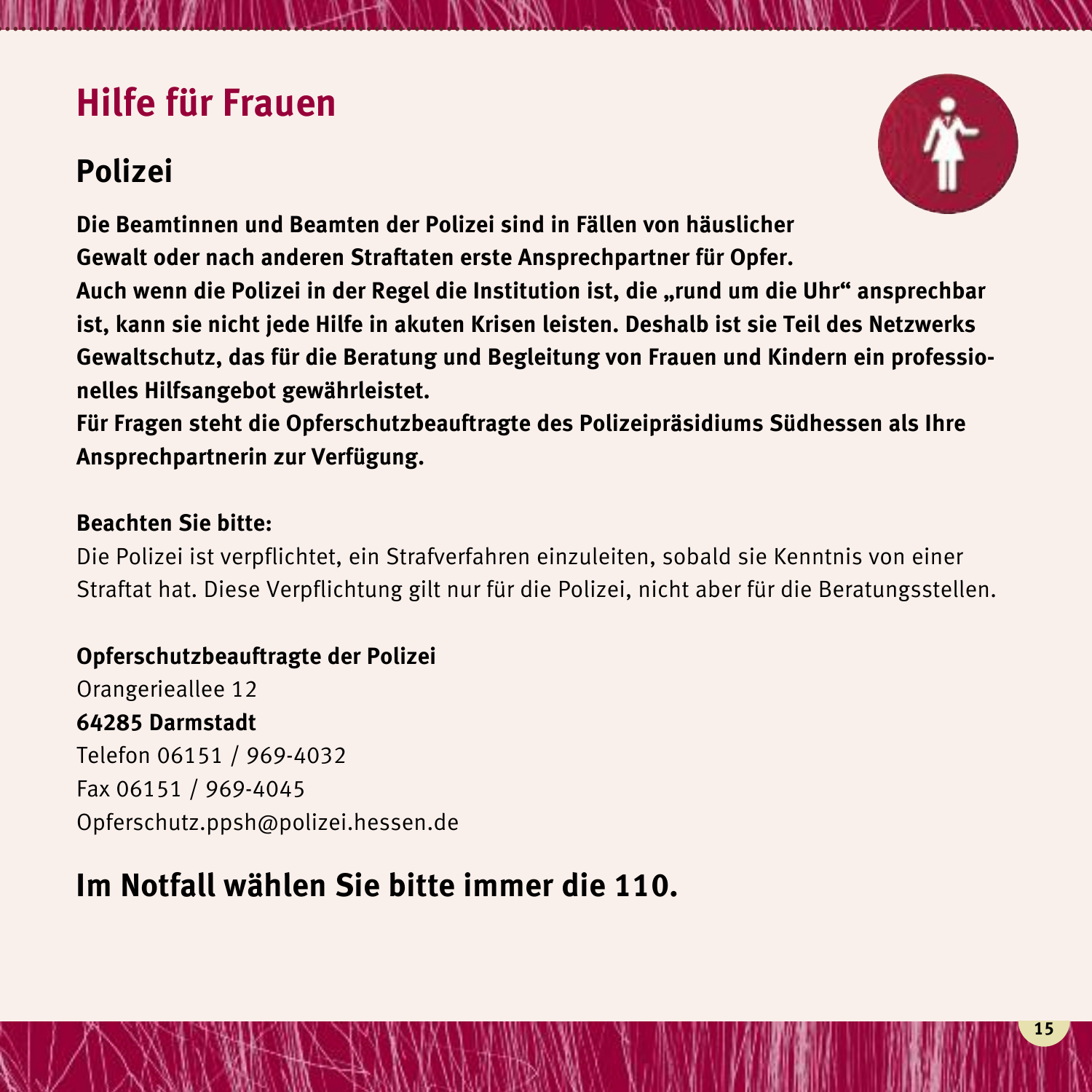# Hilfe für Frauen

## Polizei

**Die Beamtinnen und Beamten der Polizei sind in Fällen von häuslicher Gewalt oder nach anderen Straftaten erste Ansprechpartner für Opfer.**
**Auch wenn die Polizei in der Regel die Institution ist, die „rund um die Uhr" ansprechbar ist, kann sie nicht jede Hilfe in akuten Krisen leisten. Deshalb ist sie Teil des Netzwerks Gewaltschutz, das für die Beratung und Begleitung von Frauen und Kindern ein professionelles Hilfsangebot gewährleistet.**
**Für Fragen steht die Opferschutzbeauftragte des Polizeipräsidiums Südhessen als Ihre Ansprechpartnerin zur Verfügung.**

**Beachten Sie bitte:**
Die Polizei ist verpflichtet, ein Strafverfahren einzuleiten, sobald sie Kenntnis von einer Straftat hat. Diese Verpflichtung gilt nur für die Polizei, nicht aber für die Beratungsstellen.

**Opferschutzbeauftragte der Polizei**
Orangerieallee 12
**64285 Darmstadt**
Telefon 06151 / 969-4032
Fax 06151 / 969-4045
Opferschutz.ppsh@polizei.hessen.de

## Im Notfall wählen Sie bitte immer die 110.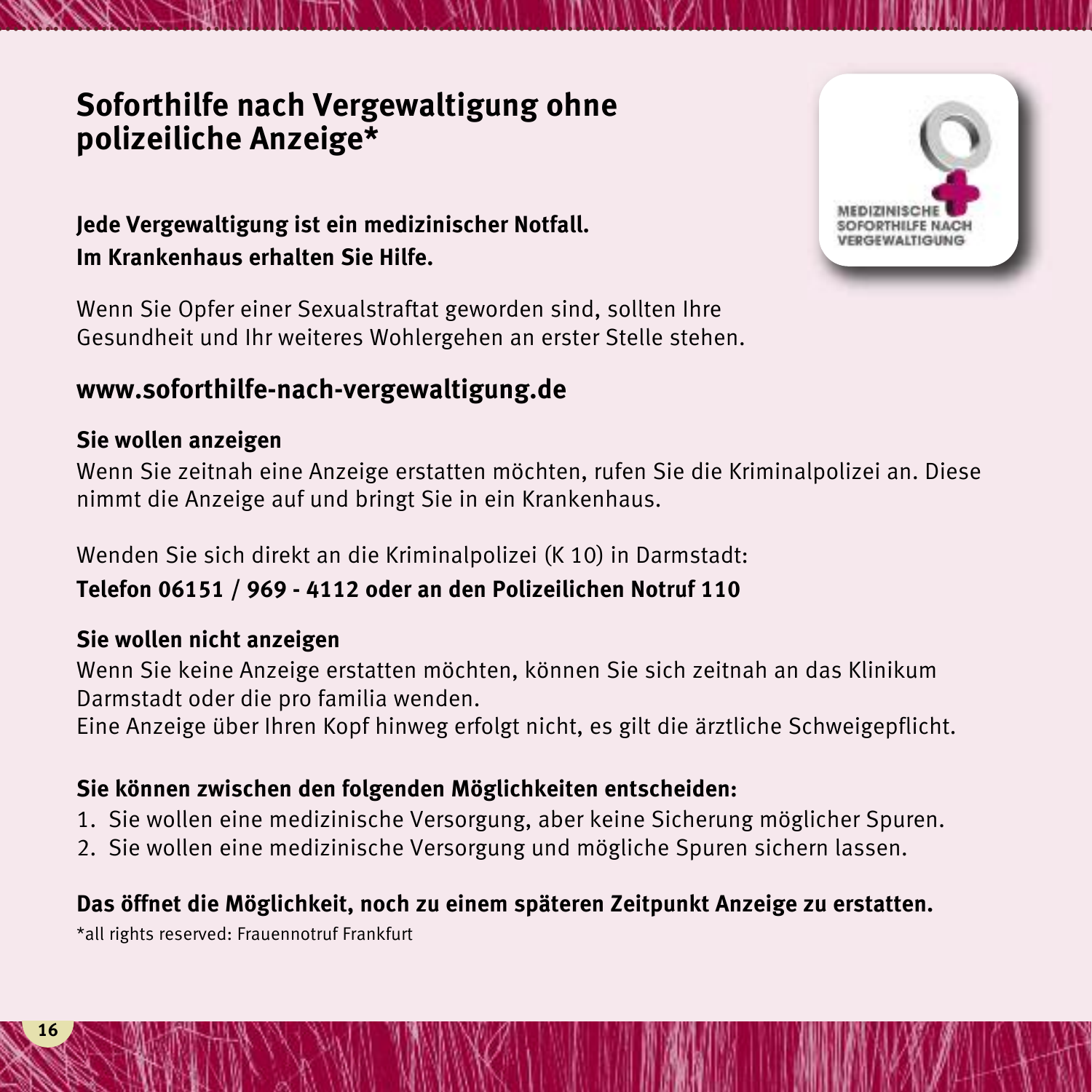# Soforthilfe nach Vergewaltigung ohne polizeiliche Anzeige*

**Jede Vergewaltigung ist ein medizinischer Notfall.**
**Im Krankenhaus erhalten Sie Hilfe.**

MEDIZINISCHE SOFORTHILFE NACH VERGEWALTIGUNG

Wenn Sie Opfer einer Sexualstraftat geworden sind, sollten Ihre Gesundheit und Ihr weiteres Wohlergehen an erster Stelle stehen.

## www.soforthilfe-nach-vergewaltigung.de

**Sie wollen anzeigen**

Wenn Sie zeitnah eine Anzeige erstatten möchten, rufen Sie die Kriminalpolizei an. Diese nimmt die Anzeige auf und bringt Sie in ein Krankenhaus.

Wenden Sie sich direkt an die Kriminalpolizei (K 10) in Darmstadt:

**Telefon 06151 / 969 - 4112 oder an den Polizeilichen Notruf 110**

**Sie wollen nicht anzeigen**

Wenn Sie keine Anzeige erstatten möchten, können Sie sich zeitnah an das Klinikum Darmstadt oder die pro familia wenden.
Eine Anzeige über Ihren Kopf hinweg erfolgt nicht, es gilt die ärztliche Schweigepflicht.

**Sie können zwischen den folgenden Möglichkeiten entscheiden:**

1. Sie wollen eine medizinische Versorgung, aber keine Sicherung möglicher Spuren.
2. Sie wollen eine medizinische Versorgung und mögliche Spuren sichern lassen.

**Das öffnet die Möglichkeit, noch zu einem späteren Zeitpunkt Anzeige zu erstatten.**

*all rights reserved: Frauennotruf Frankfurt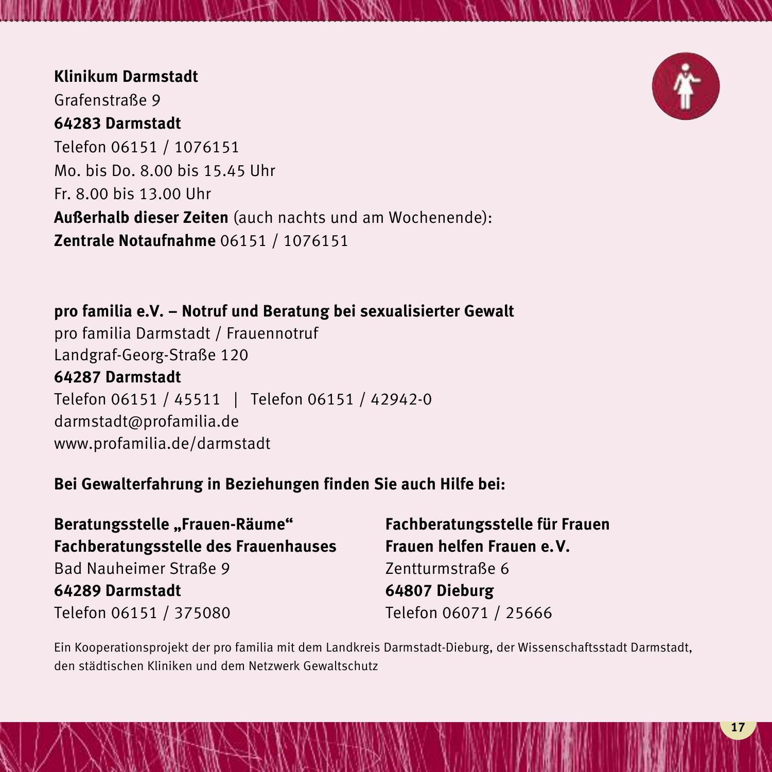**Klinikum Darmstadt**
Grafenstraße 9
**64283 Darmstadt**
Telefon 06151 / 1076151
Mo. bis Do. 8.00 bis 15.45 Uhr
Fr. 8.00 bis 13.00 Uhr
**Außerhalb dieser Zeiten** (auch nachts und am Wochenende):
**Zentrale Notaufnahme** 06151 / 1076151

**pro familia e.V. – Notruf und Beratung bei sexualisierter Gewalt**
pro familia Darmstadt / Frauennotruf
Landgraf-Georg-Straße 120
**64287 Darmstadt**
Telefon 06151 / 45511 | Telefon 06151 / 42942-0
darmstadt@profamilia.de
www.profamilia.de/darmstadt

**Bei Gewalterfahrung in Beziehungen finden Sie auch Hilfe bei:**

**Beratungsstelle „Frauen-Räume“**
**Fachberatungsstelle des Frauenhauses**
Bad Nauheimer Straße 9
**64289 Darmstadt**
Telefon 06151 / 375080

**Fachberatungsstelle für Frauen**
**Frauen helfen Frauen e.V.**
Zentturmstraße 6
**64807 Dieburg**
Telefon 06071 / 25666

Ein Kooperationsprojekt der pro familia mit dem Landkreis Darmstadt-Dieburg, der Wissenschaftsstadt Darmstadt, den städtischen Kliniken und dem Netzwerk Gewaltschutz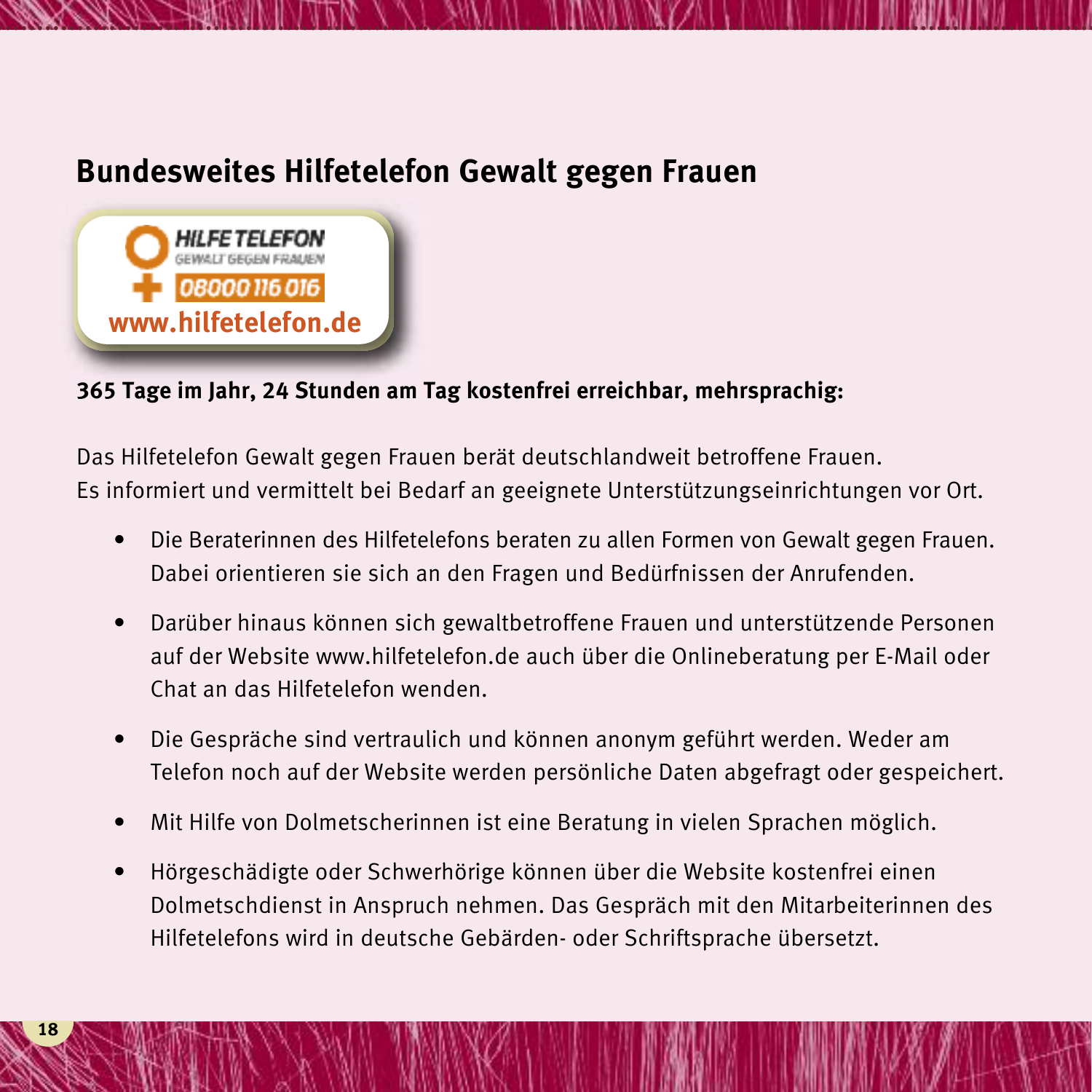## Bundesweites Hilfetelefon Gewalt gegen Frauen

HILFE TELEFON
GEWALT GEGEN FRAUEN
08000 116 016
www.hilfetelefon.de

**365 Tage im Jahr, 24 Stunden am Tag kostenfrei erreichbar, mehrsprachig:**

Das Hilfetelefon Gewalt gegen Frauen berät deutschlandweit betroffene Frauen. Es informiert und vermittelt bei Bedarf an geeignete Unterstützungseinrichtungen vor Ort.

- Die Beraterinnen des Hilfetelefons beraten zu allen Formen von Gewalt gegen Frauen. Dabei orientieren sie sich an den Fragen und Bedürfnissen der Anrufenden.
- Darüber hinaus können sich gewaltbetroffene Frauen und unterstützende Personen auf der Website www.hilfetelefon.de auch über die Onlineberatung per E-Mail oder Chat an das Hilfetelefon wenden.
- Die Gespräche sind vertraulich und können anonym geführt werden. Weder am Telefon noch auf der Website werden persönliche Daten abgefragt oder gespeichert.
- Mit Hilfe von Dolmetscherinnen ist eine Beratung in vielen Sprachen möglich.
- Hörgeschädigte oder Schwerhörige können über die Website kostenfrei einen Dolmetschdienst in Anspruch nehmen. Das Gespräch mit den Mitarbeiterinnen des Hilfetelefons wird in deutsche Gebärden- oder Schriftsprache übersetzt.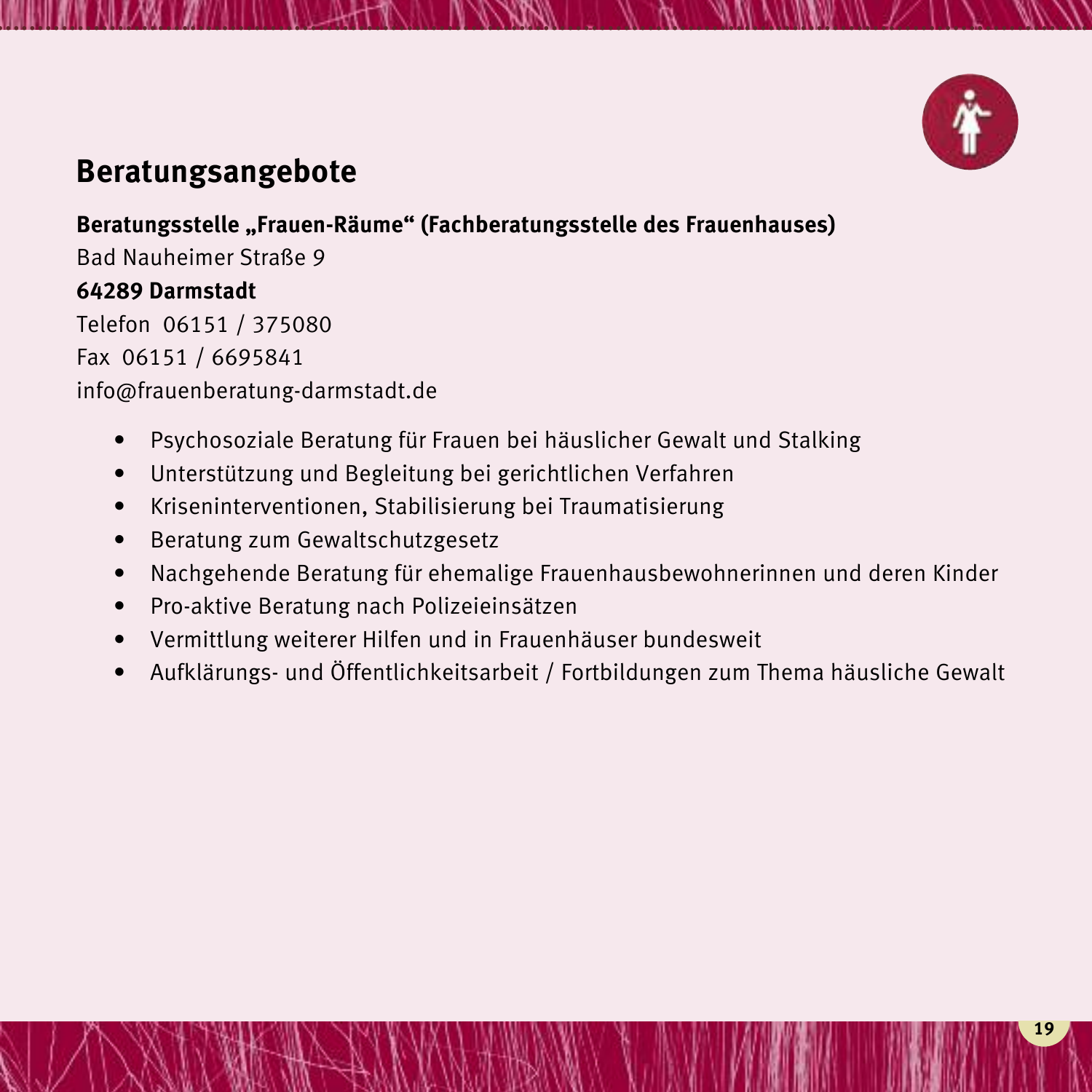## Beratungsangebote

**Beratungsstelle „Frauen-Räume" (Fachberatungsstelle des Frauenhauses)**
Bad Nauheimer Straße 9
**64289 Darmstadt**
Telefon 06151 / 375080
Fax 06151 / 6695841
info@frauenberatung-darmstadt.de

- Psychosoziale Beratung für Frauen bei häuslicher Gewalt und Stalking
- Unterstützung und Begleitung bei gerichtlichen Verfahren
- Kriseninterventionen, Stabilisierung bei Traumatisierung
- Beratung zum Gewaltschutzgesetz
- Nachgehende Beratung für ehemalige Frauenhausbewohnerinnen und deren Kinder
- Pro-aktive Beratung nach Polizeieinsätzen
- Vermittlung weiterer Hilfen und in Frauenhäuser bundesweit
- Aufklärungs- und Öffentlichkeitsarbeit / Fortbildungen zum Thema häusliche Gewalt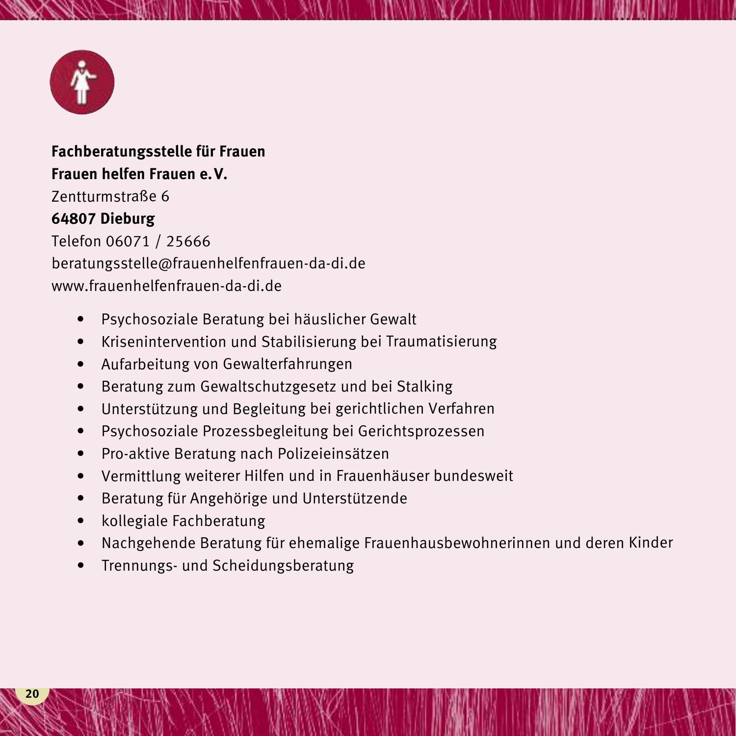**Fachberatungsstelle für Frauen**
**Frauen helfen Frauen e. V.**
Zentturmstraße 6
**64807 Dieburg**
Telefon 06071 / 25666
beratungsstelle@frauenhelfenfrauen-da-di.de
www.frauenhelfenfrauen-da-di.de

- Psychosoziale Beratung bei häuslicher Gewalt
- Krisenintervention und Stabilisierung bei Traumatisierung
- Aufarbeitung von Gewalterfahrungen
- Beratung zum Gewaltschutzgesetz und bei Stalking
- Unterstützung und Begleitung bei gerichtlichen Verfahren
- Psychosoziale Prozessbegleitung bei Gerichtsprozessen
- Pro-aktive Beratung nach Polizeieinsätzen
- Vermittlung weiterer Hilfen und in Frauenhäuser bundesweit
- Beratung für Angehörige und Unterstützende
- kollegiale Fachberatung
- Nachgehende Beratung für ehemalige Frauenhausbewohnerinnen und deren Kinder
- Trennungs- und Scheidungsberatung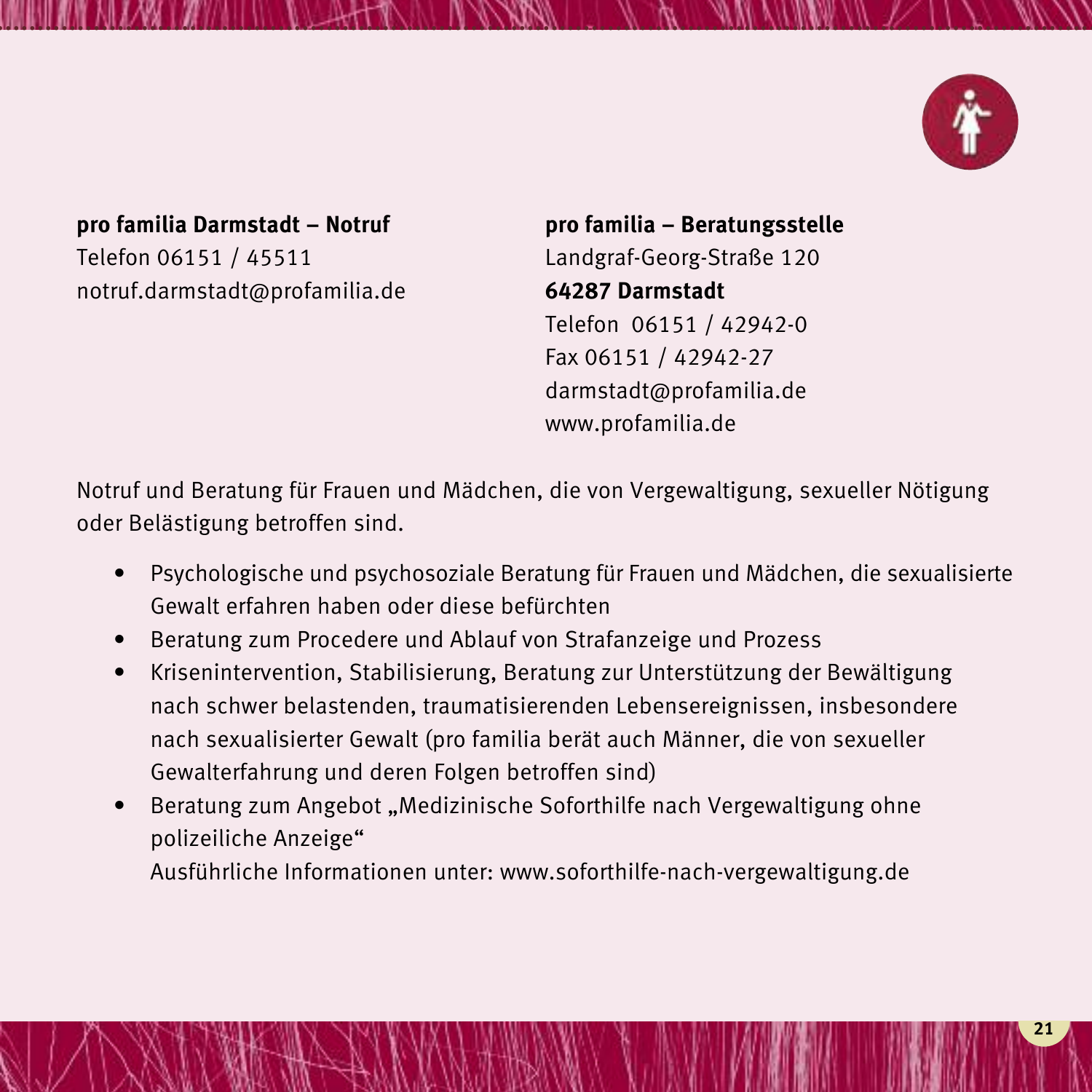**pro familia Darmstadt – Notruf**
Telefon 06151 / 45511
notruf.darmstadt@profamilia.de

**pro familia – Beratungsstelle**
Landgraf-Georg-Straße 120
**64287 Darmstadt**
Telefon 06151 / 42942-0
Fax 06151 / 42942-27
darmstadt@profamilia.de
www.profamilia.de

Notruf und Beratung für Frauen und Mädchen, die von Vergewaltigung, sexueller Nötigung oder Belästigung betroffen sind.

- Psychologische und psychosoziale Beratung für Frauen und Mädchen, die sexualisierte Gewalt erfahren haben oder diese befürchten
- Beratung zum Procedere und Ablauf von Strafanzeige und Prozess
- Krisenintervention, Stabilisierung, Beratung zur Unterstützung der Bewältigung nach schwer belastenden, traumatisierenden Lebensereignissen, insbesondere nach sexualisierter Gewalt (pro familia berät auch Männer, die von sexueller Gewalterfahrung und deren Folgen betroffen sind)
- Beratung zum Angebot „Medizinische Soforthilfe nach Vergewaltigung ohne polizeiliche Anzeige“
  Ausführliche Informationen unter: www.soforthilfe-nach-vergewaltigung.de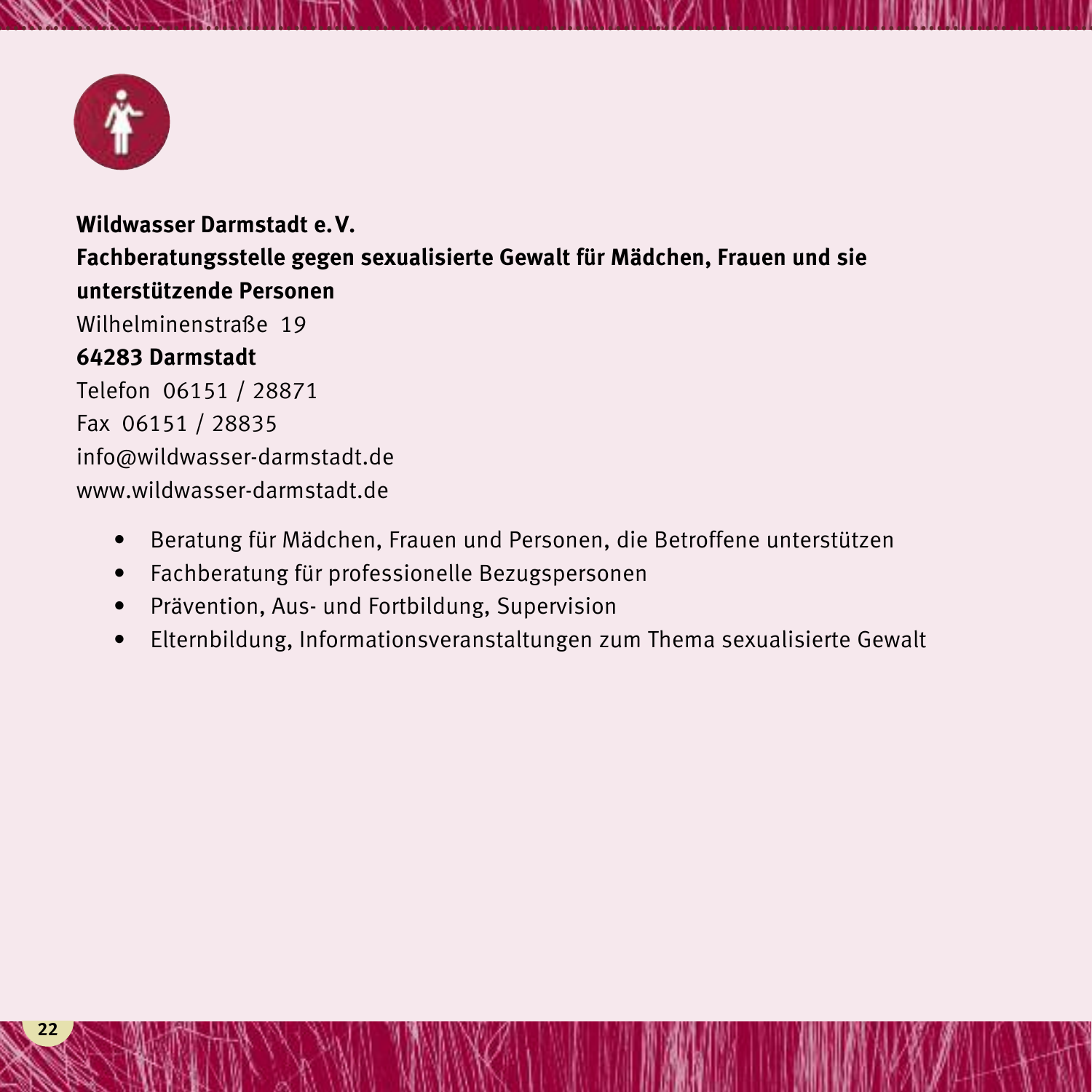**Wildwasser Darmstadt e.V.**

**Fachberatungsstelle gegen sexualisierte Gewalt für Mädchen, Frauen und sie unterstützende Personen**

Wilhelminenstraße 19

**64283 Darmstadt**

Telefon 06151 / 28871

Fax 06151 / 28835

info@wildwasser-darmstadt.de

www.wildwasser-darmstadt.de

- Beratung für Mädchen, Frauen und Personen, die Betroffene unterstützen
- Fachberatung für professionelle Bezugspersonen
- Prävention, Aus- und Fortbildung, Supervision
- Elternbildung, Informationsveranstaltungen zum Thema sexualisierte Gewalt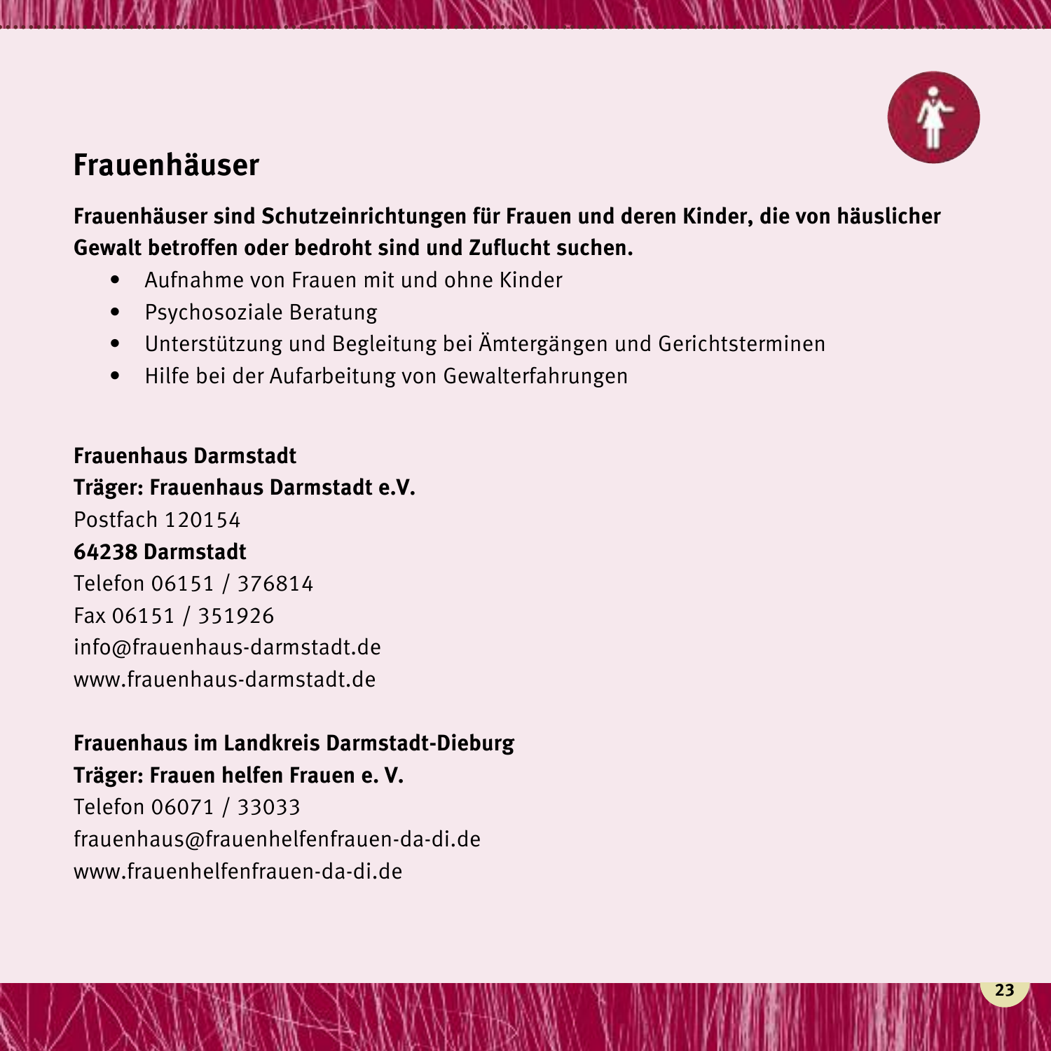## Frauenhäuser

**Frauenhäuser sind Schutzeinrichtungen für Frauen und deren Kinder, die von häuslicher Gewalt betroffen oder bedroht sind und Zuflucht suchen.**

- Aufnahme von Frauen mit und ohne Kinder
- Psychosoziale Beratung
- Unterstützung und Begleitung bei Ämtergängen und Gerichtsterminen
- Hilfe bei der Aufarbeitung von Gewalterfahrungen

**Frauenhaus Darmstadt**
**Träger: Frauenhaus Darmstadt e.V.**
Postfach 120154
**64238 Darmstadt**
Telefon 06151 / 376814
Fax 06151 / 351926
info@frauenhaus-darmstadt.de
www.frauenhaus-darmstadt.de

**Frauenhaus im Landkreis Darmstadt-Dieburg**
**Träger: Frauen helfen Frauen e. V.**
Telefon 06071 / 33033
frauenhaus@frauenhelfenfrauen-da-di.de
www.frauenhelfenfrauen-da-di.de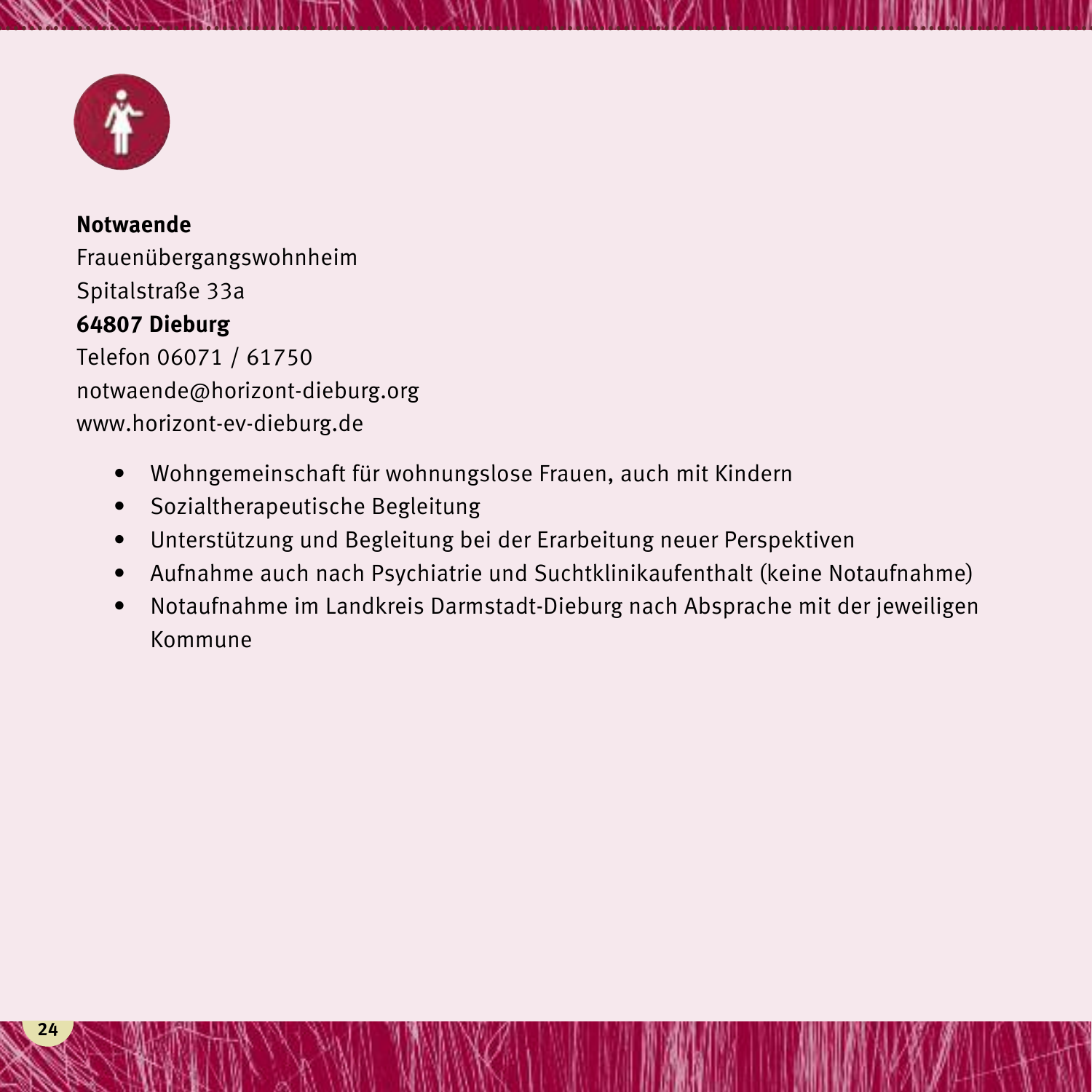**Notwaende**
Frauenübergangswohnheim
Spitalstraße 33a
**64807 Dieburg**
Telefon 06071 / 61750
notwaende@horizont-dieburg.org
www.horizont-ev-dieburg.de

- Wohngemeinschaft für wohnungslose Frauen, auch mit Kindern
- Sozialtherapeutische Begleitung
- Unterstützung und Begleitung bei der Erarbeitung neuer Perspektiven
- Aufnahme auch nach Psychiatrie und Suchtklinikaufenthalt (keine Notaufnahme)
- Notaufnahme im Landkreis Darmstadt-Dieburg nach Absprache mit der jeweiligen Kommune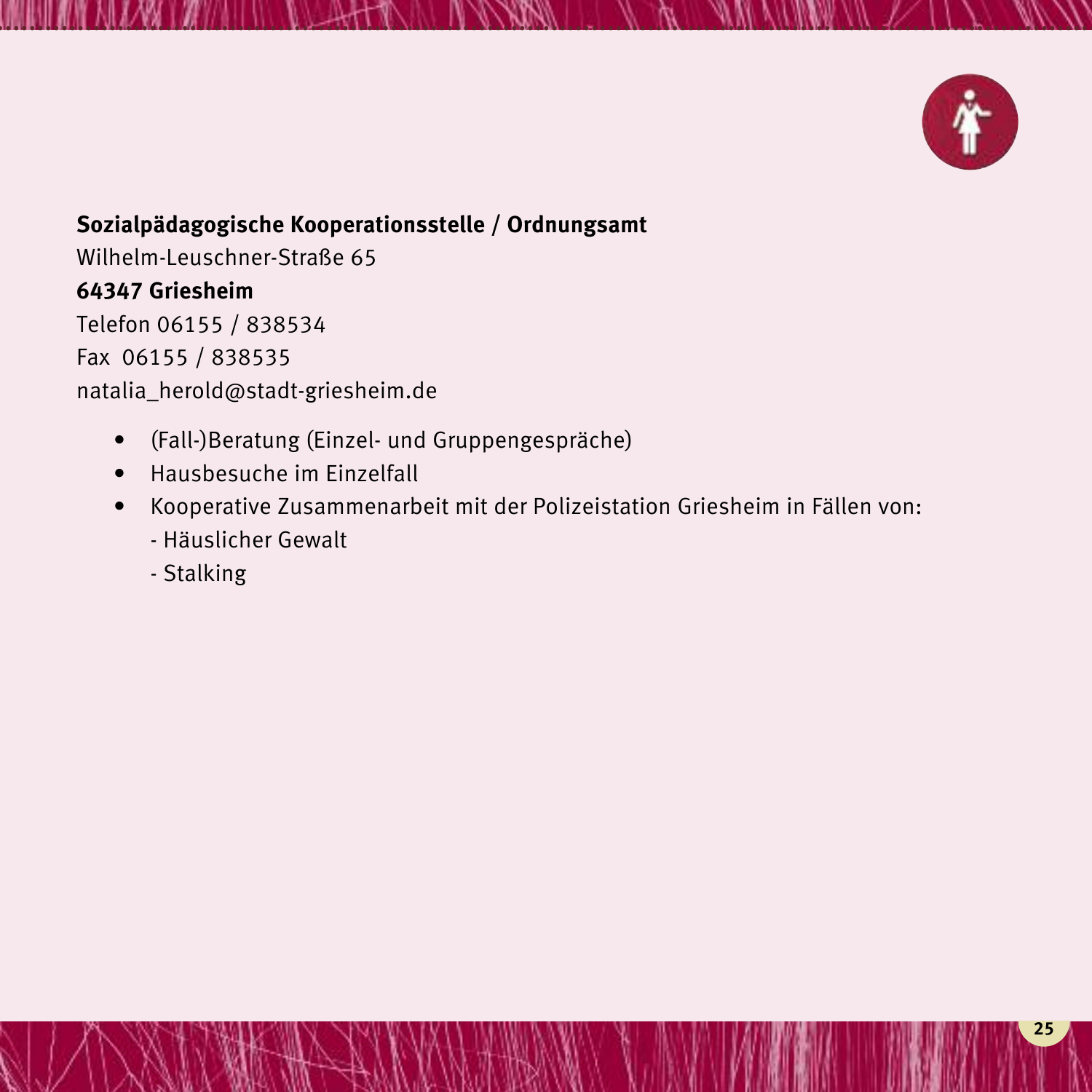**Sozialpädagogische Kooperationsstelle / Ordnungsamt**
Wilhelm-Leuschner-Straße 65
**64347 Griesheim**
Telefon 06155 / 838534
Fax 06155 / 838535
natalia_herold@stadt-griesheim.de

- (Fall-)Beratung (Einzel- und Gruppengespräche)
- Hausbesuche im Einzelfall
- Kooperative Zusammenarbeit mit der Polizeistation Griesheim in Fällen von:
  - Häuslicher Gewalt
  - Stalking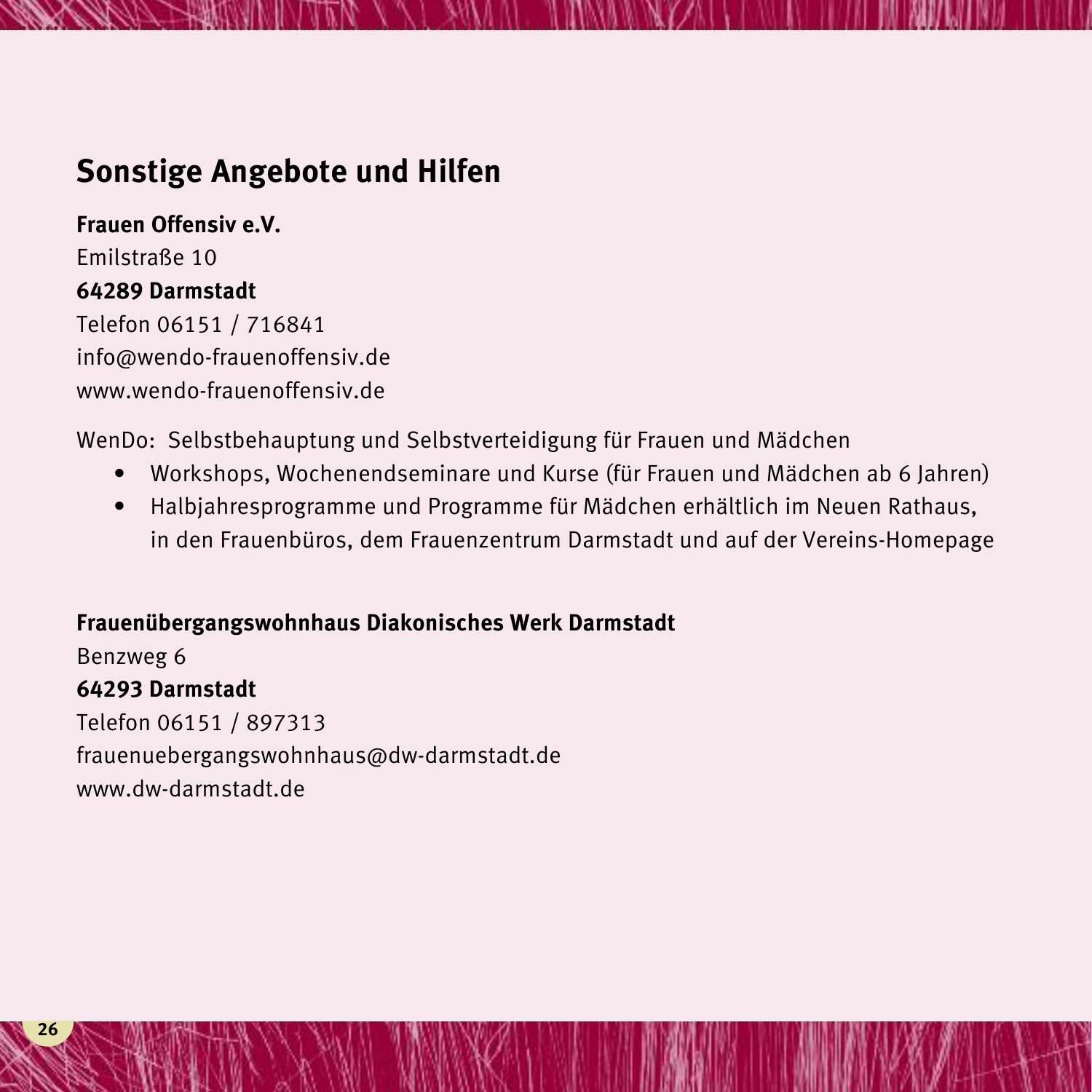## Sonstige Angebote und Hilfen

**Frauen Offensiv e.V.**
Emilstraße 10
**64289 Darmstadt**
Telefon 06151 / 716841
info@wendo-frauenoffensiv.de
www.wendo-frauenoffensiv.de

WenDo: Selbstbehauptung und Selbstverteidigung für Frauen und Mädchen

- Workshops, Wochenendseminare und Kurse (für Frauen und Mädchen ab 6 Jahren)
- Halbjahresprogramme und Programme für Mädchen erhältlich im Neuen Rathaus, in den Frauenbüros, dem Frauenzentrum Darmstadt und auf der Vereins-Homepage

**Frauenübergangswohnhaus Diakonisches Werk Darmstadt**
Benzweg 6
**64293 Darmstadt**
Telefon 06151 / 897313
frauenuebergangswohnhaus@dw-darmstadt.de
www.dw-darmstadt.de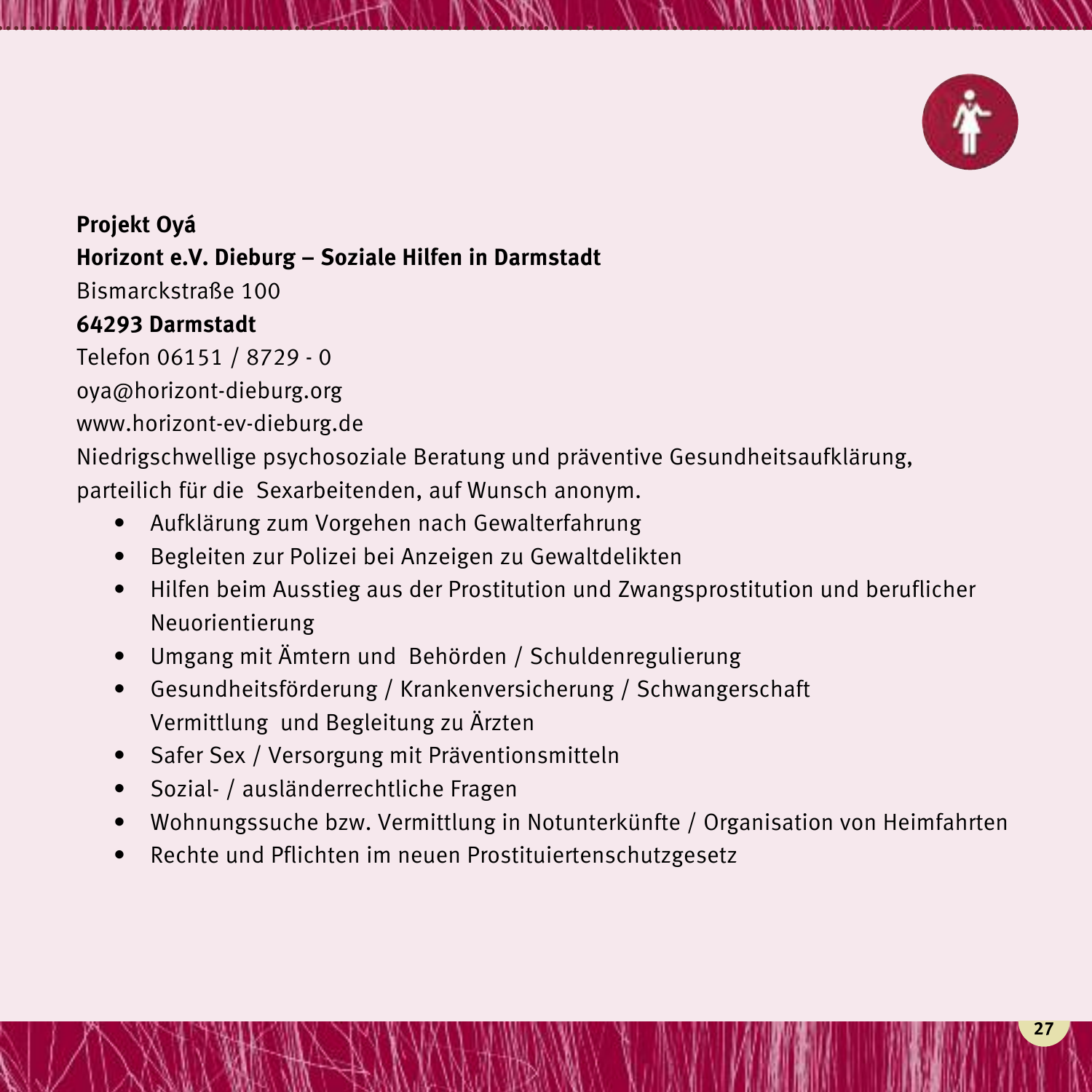**Projekt Oyá**

**Horizont e.V. Dieburg – Soziale Hilfen in Darmstadt**

Bismarckstraße 100

**64293 Darmstadt**

Telefon 06151 / 8729 - 0

oya@horizont-dieburg.org

www.horizont-ev-dieburg.de

Niedrigschwellige psychosoziale Beratung und präventive Gesundheitsaufklärung, parteilich für die Sexarbeitenden, auf Wunsch anonym.

- Aufklärung zum Vorgehen nach Gewalterfahrung
- Begleiten zur Polizei bei Anzeigen zu Gewaltdelikten
- Hilfen beim Ausstieg aus der Prostitution und Zwangsprostitution und beruflicher Neuorientierung
- Umgang mit Ämtern und Behörden / Schuldenregulierung
- Gesundheitsförderung / Krankenversicherung / Schwangerschaft Vermittlung und Begleitung zu Ärzten
- Safer Sex / Versorgung mit Präventionsmitteln
- Sozial- / ausländerrechtliche Fragen
- Wohnungssuche bzw. Vermittlung in Notunterkünfte / Organisation von Heimfahrten
- Rechte und Pflichten im neuen Prostituiertenschutzgesetz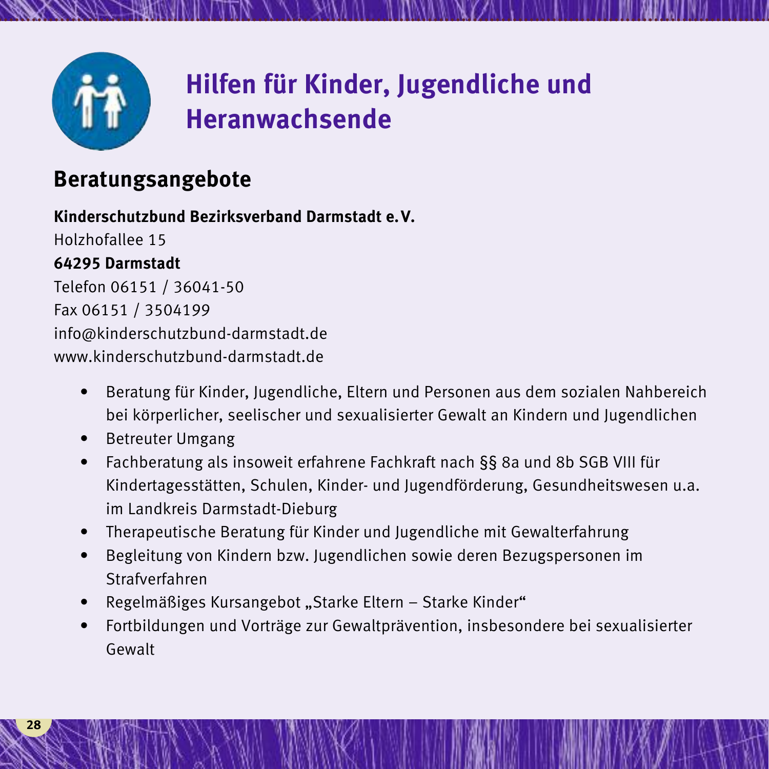# Hilfen für Kinder, Jugendliche und Heranwachsende

## Beratungsangebote

**Kinderschutzbund Bezirksverband Darmstadt e. V.**
Holzhofallee 15
**64295 Darmstadt**
Telefon 06151 / 36041-50
Fax 06151 / 3504199
info@kinderschutzbund-darmstadt.de
www.kinderschutzbund-darmstadt.de

- Beratung für Kinder, Jugendliche, Eltern und Personen aus dem sozialen Nahbereich bei körperlicher, seelischer und sexualisierter Gewalt an Kindern und Jugendlichen
- Betreuter Umgang
- Fachberatung als insoweit erfahrene Fachkraft nach §§ 8a und 8b SGB VIII für Kindertagesstätten, Schulen, Kinder- und Jugendförderung, Gesundheitswesen u.a. im Landkreis Darmstadt-Dieburg
- Therapeutische Beratung für Kinder und Jugendliche mit Gewalterfahrung
- Begleitung von Kindern bzw. Jugendlichen sowie deren Bezugspersonen im Strafverfahren
- Regelmäßiges Kursangebot „Starke Eltern – Starke Kinder“
- Fortbildungen und Vorträge zur Gewaltprävention, insbesondere bei sexualisierter Gewalt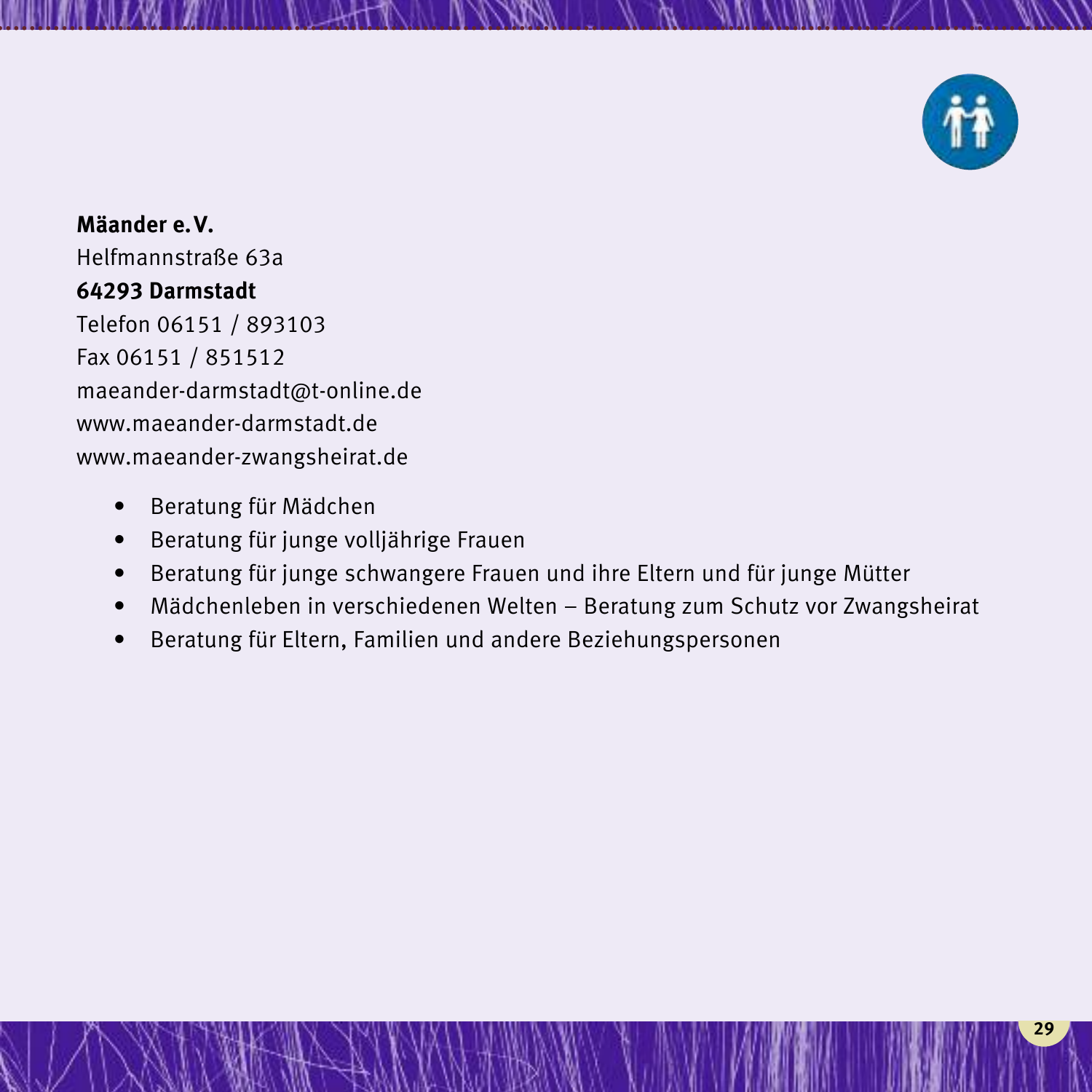**Mäander e. V.**
Helfmannstraße 63a
**64293 Darmstadt**
Telefon 06151 / 893103
Fax 06151 / 851512
maeander-darmstadt@t-online.de
www.maeander-darmstadt.de
www.maeander-zwangsheirat.de

- Beratung für Mädchen
- Beratung für junge volljährige Frauen
- Beratung für junge schwangere Frauen und ihre Eltern und für junge Mütter
- Mädchenleben in verschiedenen Welten – Beratung zum Schutz vor Zwangsheirat
- Beratung für Eltern, Familien und andere Beziehungspersonen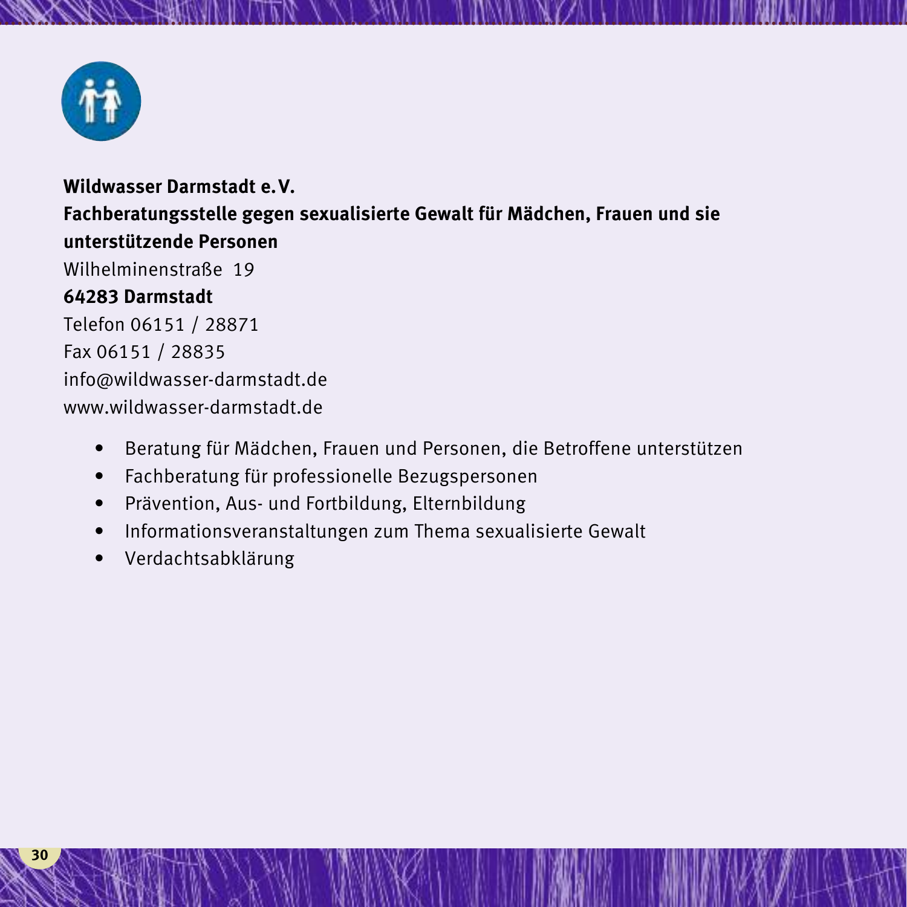**Wildwasser Darmstadt e. V.**
**Fachberatungsstelle gegen sexualisierte Gewalt für Mädchen, Frauen und sie unterstützende Personen**
Wilhelminenstraße 19
**64283 Darmstadt**
Telefon 06151 / 28871
Fax 06151 / 28835
info@wildwasser-darmstadt.de
www.wildwasser-darmstadt.de

- Beratung für Mädchen, Frauen und Personen, die Betroffene unterstützen
- Fachberatung für professionelle Bezugspersonen
- Prävention, Aus- und Fortbildung, Elternbildung
- Informationsveranstaltungen zum Thema sexualisierte Gewalt
- Verdachtsabklärung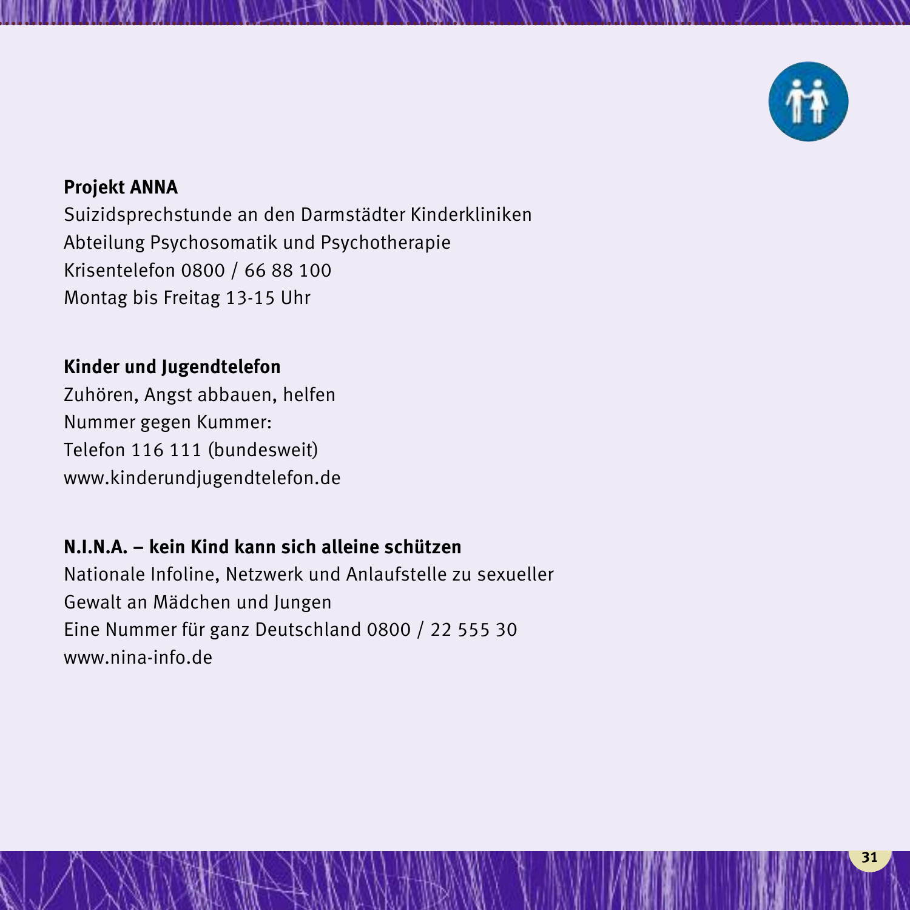**Projekt ANNA**
Suizidsprechstunde an den Darmstädter Kinderkliniken
Abteilung Psychosomatik und Psychotherapie
Krisentelefon 0800 / 66 88 100
Montag bis Freitag 13-15 Uhr

**Kinder und Jugendtelefon**
Zuhören, Angst abbauen, helfen
Nummer gegen Kummer:
Telefon 116 111 (bundesweit)
www.kinderundjugendtelefon.de

**N.I.N.A. – kein Kind kann sich alleine schützen**
Nationale Infoline, Netzwerk und Anlaufstelle zu sexueller Gewalt an Mädchen und Jungen
Eine Nummer für ganz Deutschland 0800 / 22 555 30
www.nina-info.de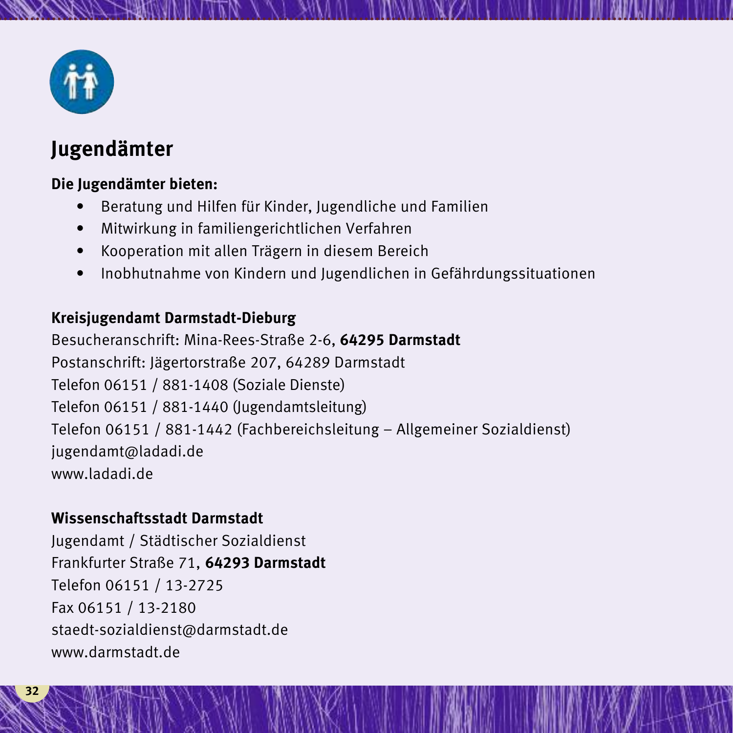# Jugendämter

**Die Jugendämter bieten:**

- Beratung und Hilfen für Kinder, Jugendliche und Familien
- Mitwirkung in familiengerichtlichen Verfahren
- Kooperation mit allen Trägern in diesem Bereich
- Inobhutnahme von Kindern und Jugendlichen in Gefährdungssituationen

**Kreisjugendamt Darmstadt-Dieburg**
Besucheranschrift: Mina-Rees-Straße 2-6, **64295 Darmstadt**
Postanschrift: Jägertorstraße 207, 64289 Darmstadt
Telefon 06151 / 881-1408 (Soziale Dienste)
Telefon 06151 / 881-1440 (Jugendamtsleitung)
Telefon 06151 / 881-1442 (Fachbereichsleitung – Allgemeiner Sozialdienst)
jugendamt@ladadi.de
www.ladadi.de

**Wissenschaftsstadt Darmstadt**
Jugendamt / Städtischer Sozialdienst
Frankfurter Straße 71, **64293 Darmstadt**
Telefon 06151 / 13-2725
Fax 06151 / 13-2180
staedt-sozialdienst@darmstadt.de
www.darmstadt.de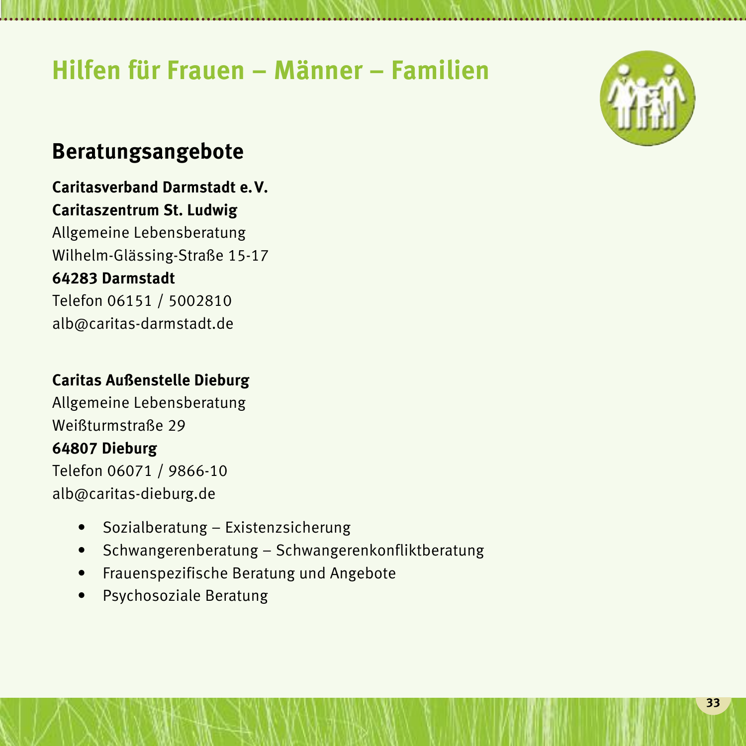# Hilfen für Frauen – Männer – Familien

## Beratungsangebote

**Caritasverband Darmstadt e. V.**
**Caritaszentrum St. Ludwig**
Allgemeine Lebensberatung
Wilhelm-Glässing-Straße 15-17
**64283 Darmstadt**
Telefon 06151 / 5002810
alb@caritas-darmstadt.de

**Caritas Außenstelle Dieburg**
Allgemeine Lebensberatung
Weißturmstraße 29
**64807 Dieburg**
Telefon 06071 / 9866-10
alb@caritas-dieburg.de

- Sozialberatung – Existenzsicherung
- Schwangerenberatung – Schwangerenkonfliktberatung
- Frauenspezifische Beratung und Angebote
- Psychosoziale Beratung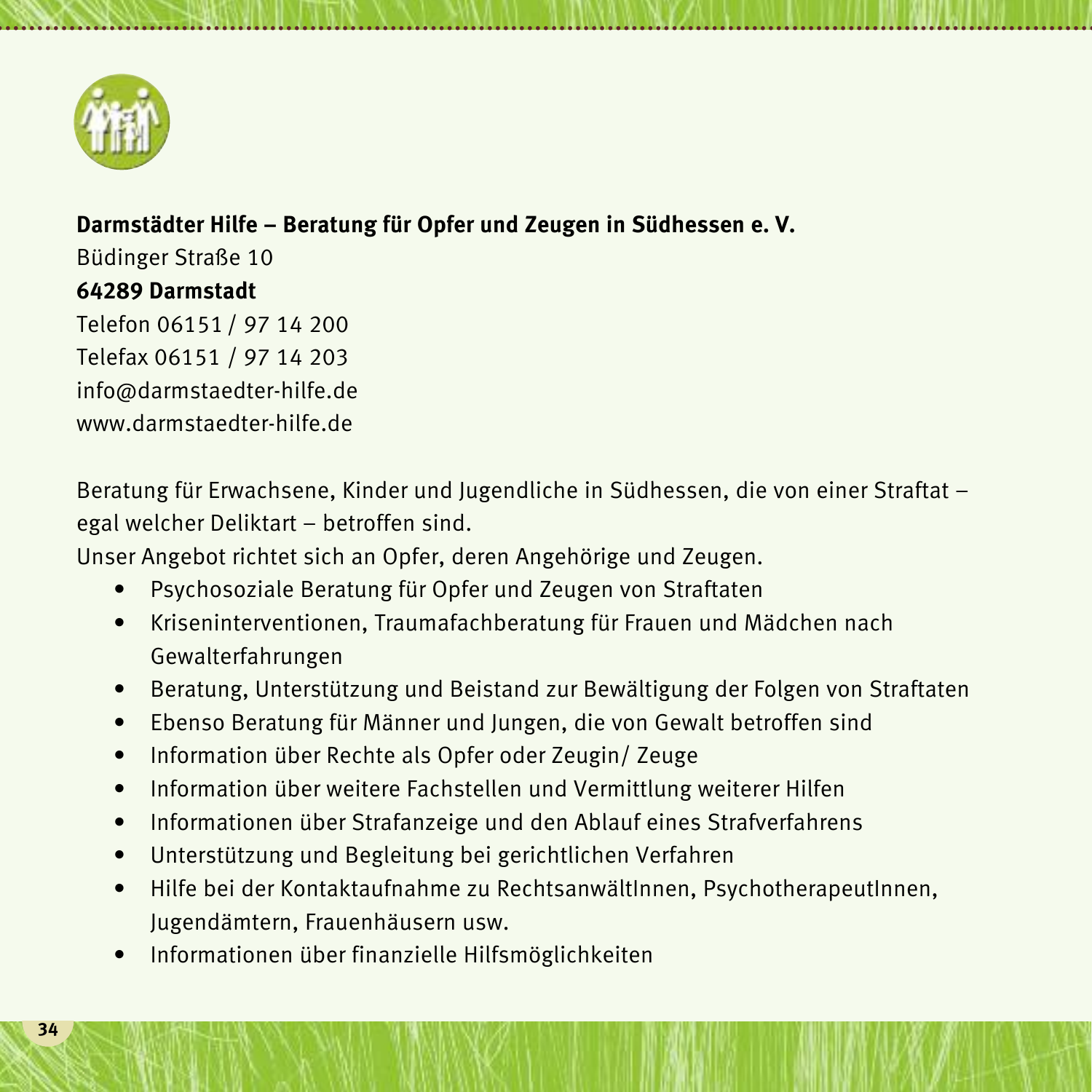**Darmstädter Hilfe – Beratung für Opfer und Zeugen in Südhessen e. V.**
Büdinger Straße 10
**64289 Darmstadt**
Telefon 06151 / 97 14 200
Telefax 06151 / 97 14 203
info@darmstaedter-hilfe.de
www.darmstaedter-hilfe.de

Beratung für Erwachsene, Kinder und Jugendliche in Südhessen, die von einer Straftat – egal welcher Deliktart – betroffen sind.
Unser Angebot richtet sich an Opfer, deren Angehörige und Zeugen.

- Psychosoziale Beratung für Opfer und Zeugen von Straftaten
- Kriseninterventionen, Traumafachberatung für Frauen und Mädchen nach Gewalterfahrungen
- Beratung, Unterstützung und Beistand zur Bewältigung der Folgen von Straftaten
- Ebenso Beratung für Männer und Jungen, die von Gewalt betroffen sind
- Information über Rechte als Opfer oder Zeugin/ Zeuge
- Information über weitere Fachstellen und Vermittlung weiterer Hilfen
- Informationen über Strafanzeige und den Ablauf eines Strafverfahrens
- Unterstützung und Begleitung bei gerichtlichen Verfahren
- Hilfe bei der Kontaktaufnahme zu RechtsanwältInnen, PsychotherapeutInnen, Jugendämtern, Frauenhäusern usw.
- Informationen über finanzielle Hilfsmöglichkeiten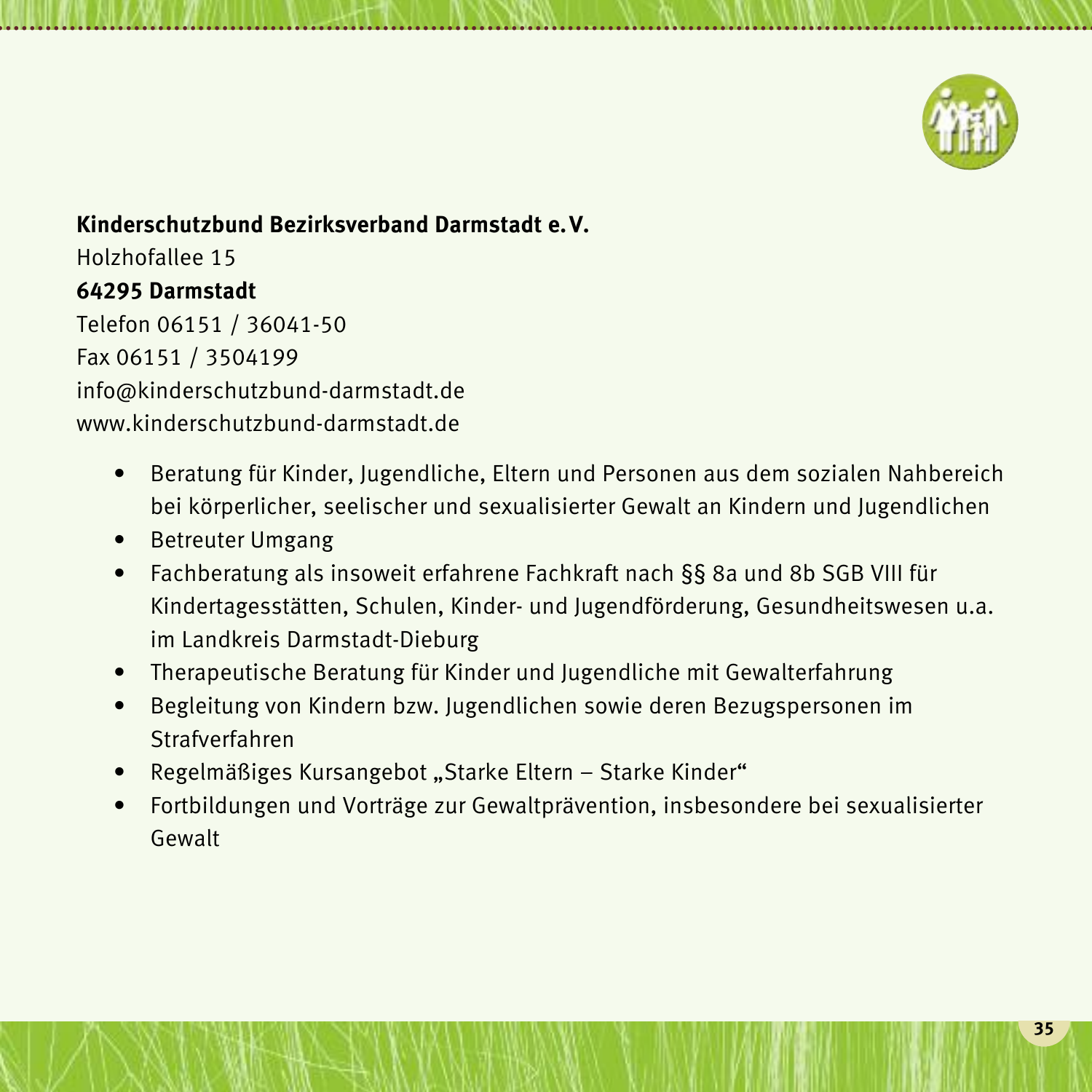**Kinderschutzbund Bezirksverband Darmstadt e.V.**
Holzhofallee 15
**64295 Darmstadt**
Telefon 06151 / 36041-50
Fax 06151 / 3504199
info@kinderschutzbund-darmstadt.de
www.kinderschutzbund-darmstadt.de

- Beratung für Kinder, Jugendliche, Eltern und Personen aus dem sozialen Nahbereich bei körperlicher, seelischer und sexualisierter Gewalt an Kindern und Jugendlichen
- Betreuter Umgang
- Fachberatung als insoweit erfahrene Fachkraft nach §§ 8a und 8b SGB VIII für Kindertagesstätten, Schulen, Kinder- und Jugendförderung, Gesundheitswesen u.a. im Landkreis Darmstadt-Dieburg
- Therapeutische Beratung für Kinder und Jugendliche mit Gewalterfahrung
- Begleitung von Kindern bzw. Jugendlichen sowie deren Bezugspersonen im Strafverfahren
- Regelmäßiges Kursangebot „Starke Eltern – Starke Kinder"
- Fortbildungen und Vorträge zur Gewaltprävention, insbesondere bei sexualisierter Gewalt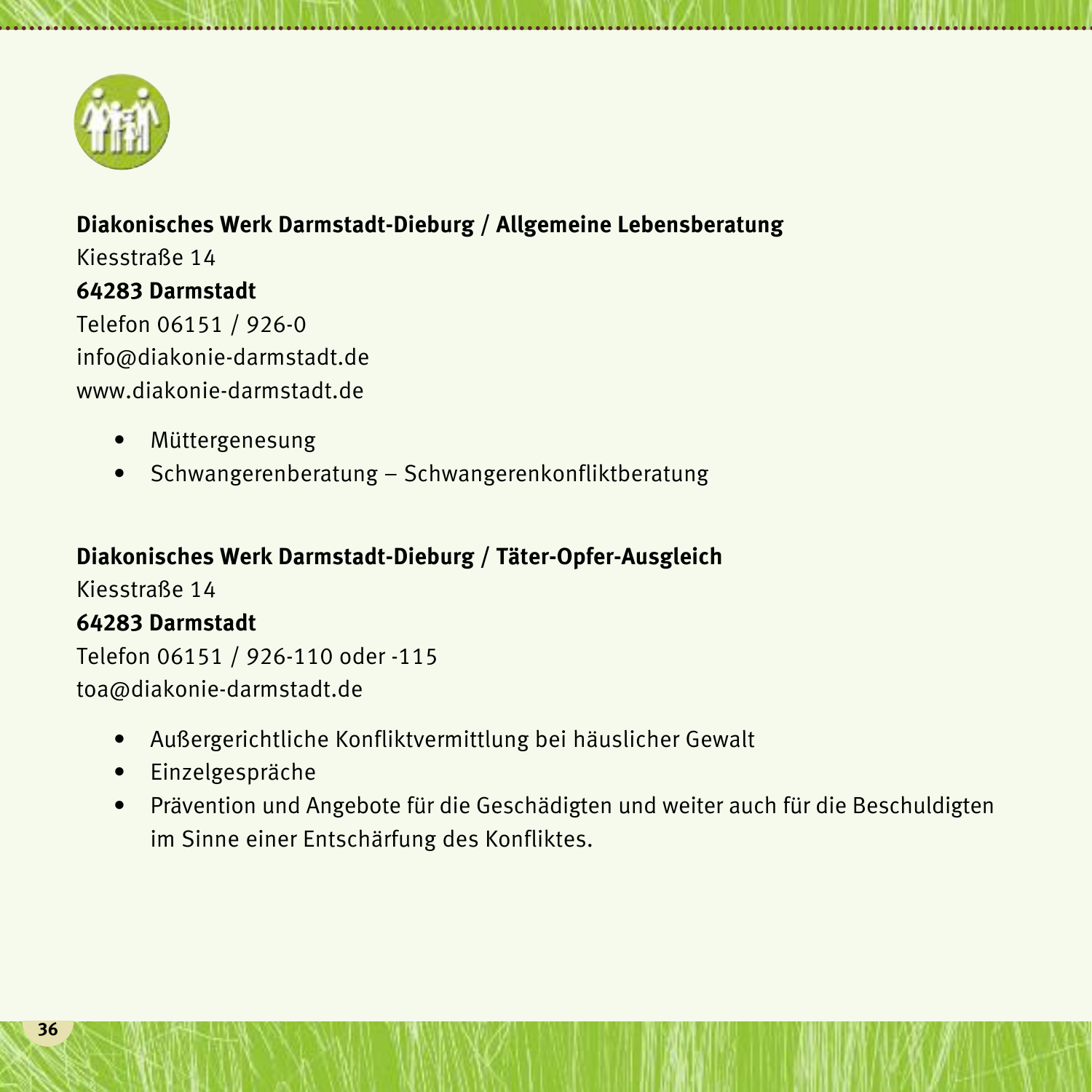**Diakonisches Werk Darmstadt-Dieburg / Allgemeine Lebensberatung**
Kiesstraße 14
**64283 Darmstadt**
Telefon 06151 / 926-0
info@diakonie-darmstadt.de
www.diakonie-darmstadt.de

- Müttergenesung
- Schwangerenberatung – Schwangerenkonfliktberatung

**Diakonisches Werk Darmstadt-Dieburg / Täter-Opfer-Ausgleich**
Kiesstraße 14
**64283 Darmstadt**
Telefon 06151 / 926-110 oder -115
toa@diakonie-darmstadt.de

- Außergerichtliche Konfliktvermittlung bei häuslicher Gewalt
- Einzelgespräche
- Prävention und Angebote für die Geschädigten und weiter auch für die Beschuldigten im Sinne einer Entschärfung des Konfliktes.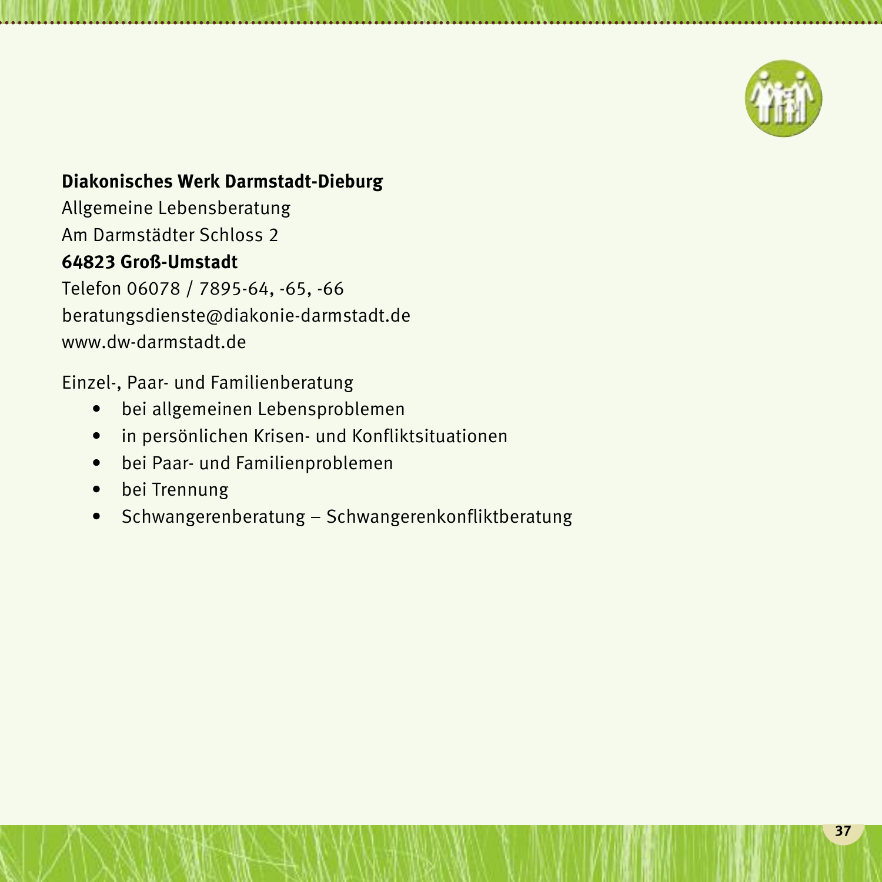**Diakonisches Werk Darmstadt-Dieburg**
Allgemeine Lebensberatung
Am Darmstädter Schloss 2
**64823 Groß-Umstadt**
Telefon 06078 / 7895-64, -65, -66
beratungsdienste@diakonie-darmstadt.de
www.dw-darmstadt.de

Einzel-, Paar- und Familienberatung

- bei allgemeinen Lebensproblemen
- in persönlichen Krisen- und Konfliktsituationen
- bei Paar- und Familienproblemen
- bei Trennung
- Schwangerenberatung – Schwangerenkonfliktberatung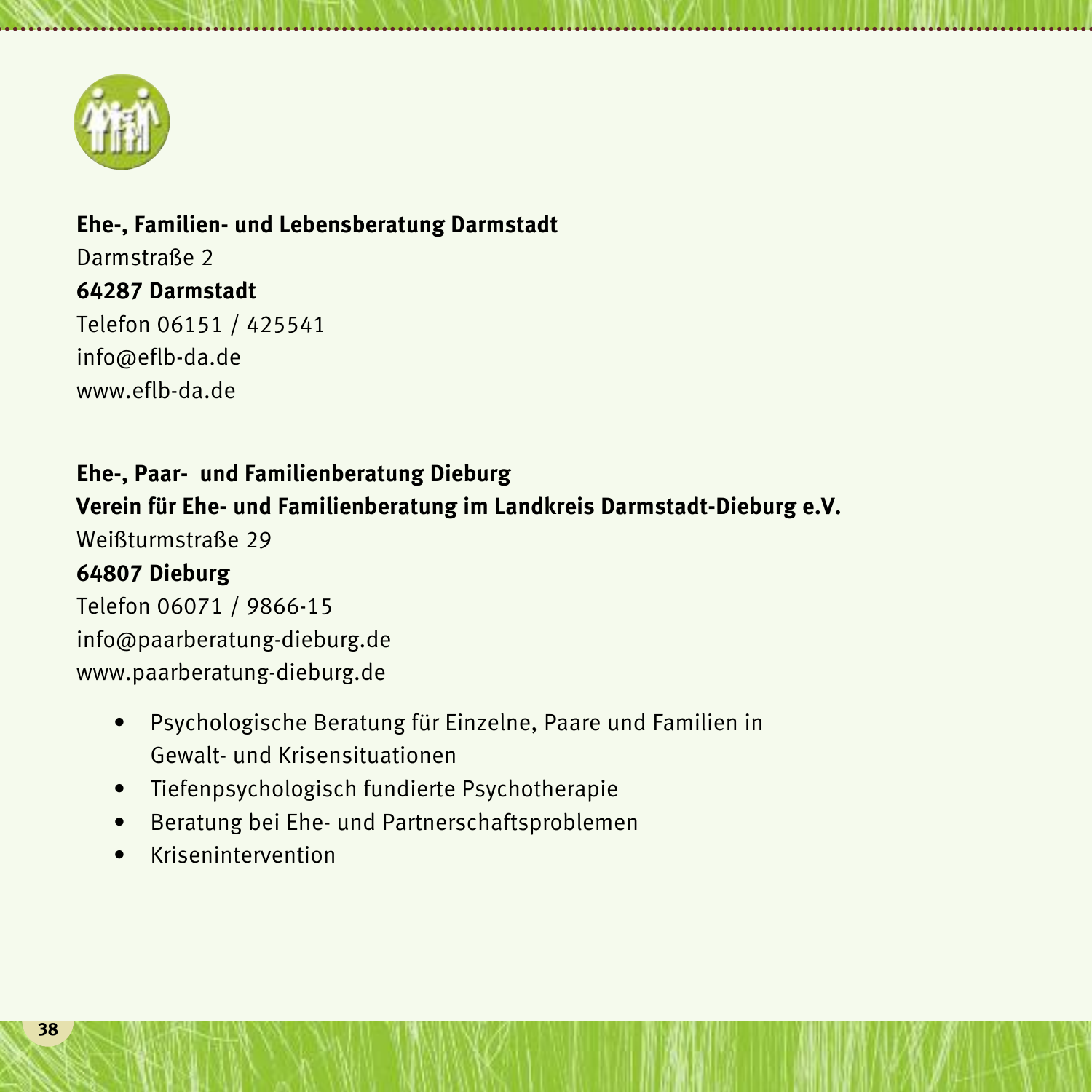**Ehe-, Familien- und Lebensberatung Darmstadt**
Darmstraße 2
**64287 Darmstadt**
Telefon 06151 / 425541
info@eflb-da.de
www.eflb-da.de

**Ehe-, Paar- und Familienberatung Dieburg**
**Verein für Ehe- und Familienberatung im Landkreis Darmstadt-Dieburg e.V.**
Weißturmstraße 29
**64807 Dieburg**
Telefon 06071 / 9866-15
info@paarberatung-dieburg.de
www.paarberatung-dieburg.de

- Psychologische Beratung für Einzelne, Paare und Familien in Gewalt- und Krisensituationen
- Tiefenpsychologisch fundierte Psychotherapie
- Beratung bei Ehe- und Partnerschaftsproblemen
- Krisenintervention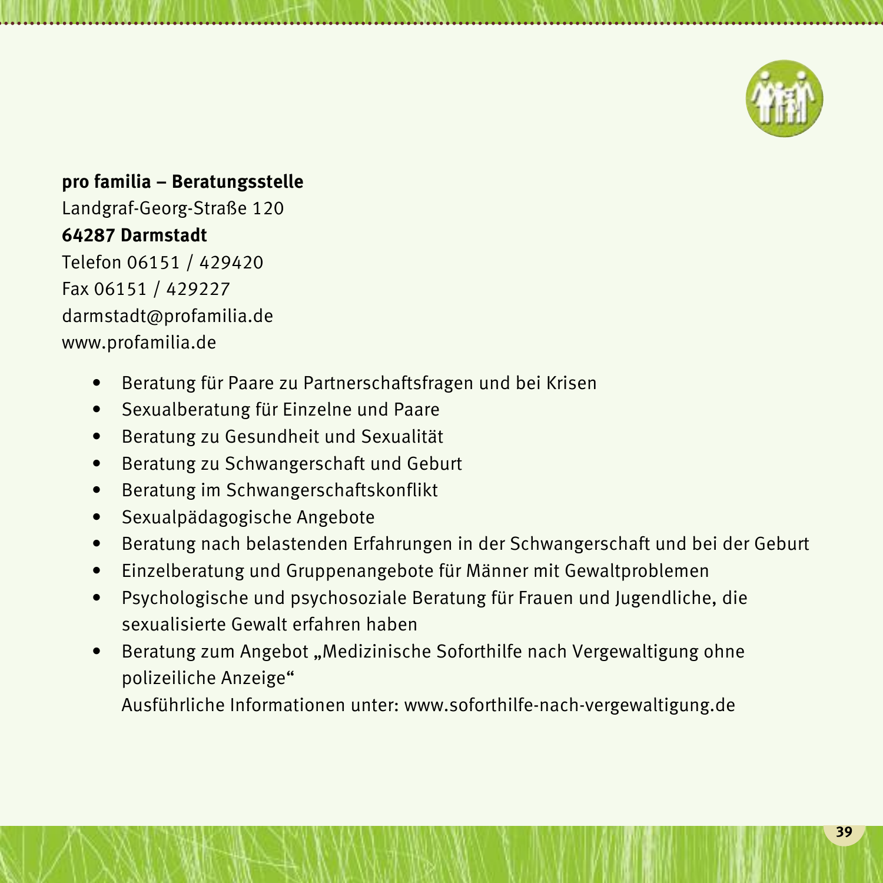**pro familia – Beratungsstelle**
Landgraf-Georg-Straße 120
**64287 Darmstadt**
Telefon 06151 / 429420
Fax 06151 / 429227
darmstadt@profamilia.de
www.profamilia.de

- Beratung für Paare zu Partnerschaftsfragen und bei Krisen
- Sexualberatung für Einzelne und Paare
- Beratung zu Gesundheit und Sexualität
- Beratung zu Schwangerschaft und Geburt
- Beratung im Schwangerschaftskonflikt
- Sexualpädagogische Angebote
- Beratung nach belastenden Erfahrungen in der Schwangerschaft und bei der Geburt
- Einzelberatung und Gruppenangebote für Männer mit Gewaltproblemen
- Psychologische und psychosoziale Beratung für Frauen und Jugendliche, die sexualisierte Gewalt erfahren haben
- Beratung zum Angebot „Medizinische Soforthilfe nach Vergewaltigung ohne polizeiliche Anzeige“
  Ausführliche Informationen unter: www.soforthilfe-nach-vergewaltigung.de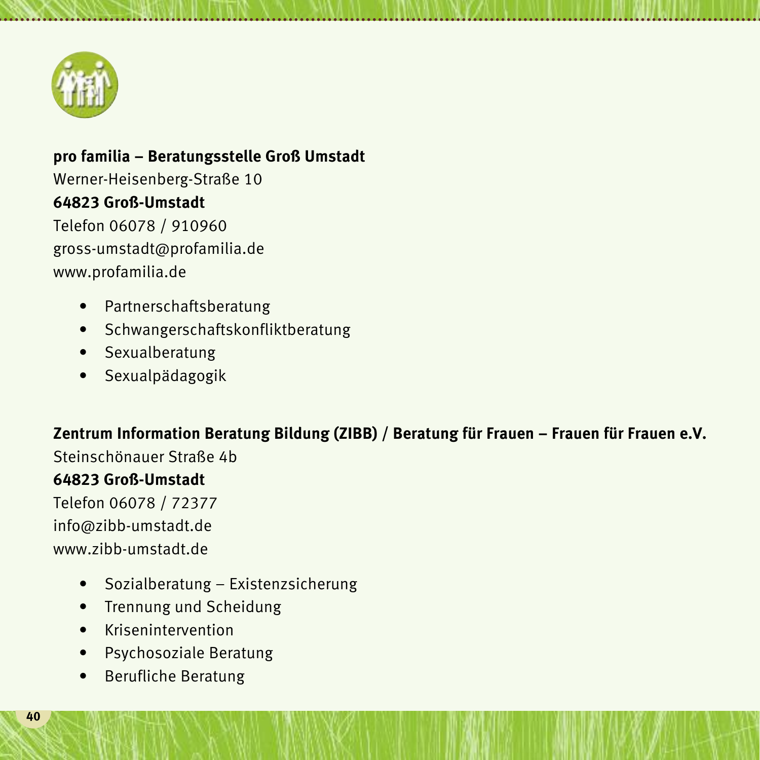**pro familia – Beratungsstelle Groß Umstadt**
Werner-Heisenberg-Straße 10
**64823 Groß-Umstadt**
Telefon 06078 / 910960
gross-umstadt@profamilia.de
www.profamilia.de

- Partnerschaftsberatung
- Schwangerschaftskonfliktberatung
- Sexualberatung
- Sexualpädagogik

**Zentrum Information Beratung Bildung (ZIBB) / Beratung für Frauen – Frauen für Frauen e.V.**
Steinschönauer Straße 4b
**64823 Groß-Umstadt**
Telefon 06078 / 72377
info@zibb-umstadt.de
www.zibb-umstadt.de

- Sozialberatung – Existenzsicherung
- Trennung und Scheidung
- Krisenintervention
- Psychosoziale Beratung
- Berufliche Beratung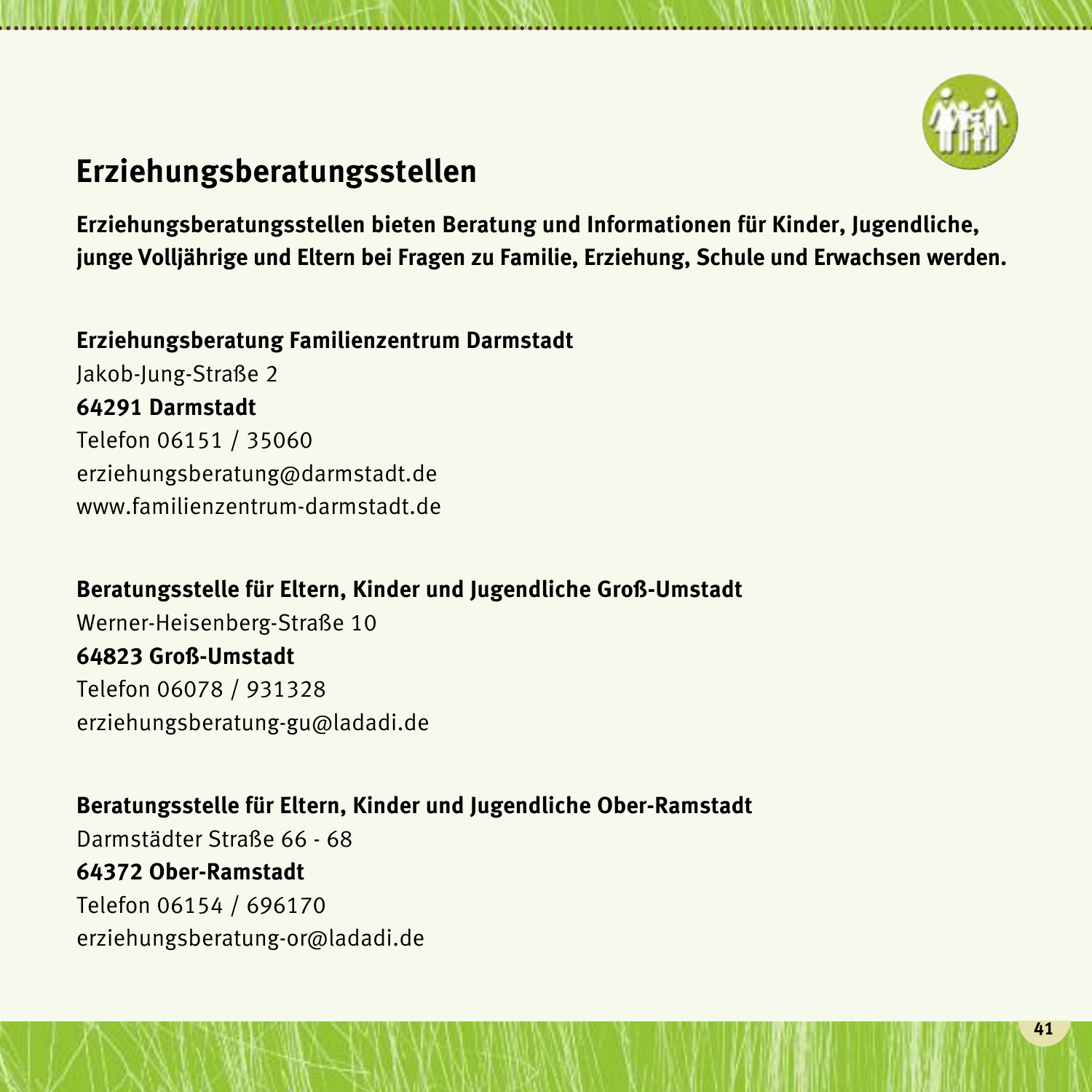# Erziehungsberatungsstellen

**Erziehungsberatungsstellen bieten Beratung und Informationen für Kinder, Jugendliche, junge Volljährige und Eltern bei Fragen zu Familie, Erziehung, Schule und Erwachsen werden.**

**Erziehungsberatung Familienzentrum Darmstadt**
Jakob-Jung-Straße 2
**64291 Darmstadt**
Telefon 06151 / 35060
erziehungsberatung@darmstadt.de
www.familienzentrum-darmstadt.de

**Beratungsstelle für Eltern, Kinder und Jugendliche Groß-Umstadt**
Werner-Heisenberg-Straße 10
**64823 Groß-Umstadt**
Telefon 06078 / 931328
erziehungsberatung-gu@ladadi.de

**Beratungsstelle für Eltern, Kinder und Jugendliche Ober-Ramstadt**
Darmstädter Straße 66 - 68
**64372 Ober-Ramstadt**
Telefon 06154 / 696170
erziehungsberatung-or@ladadi.de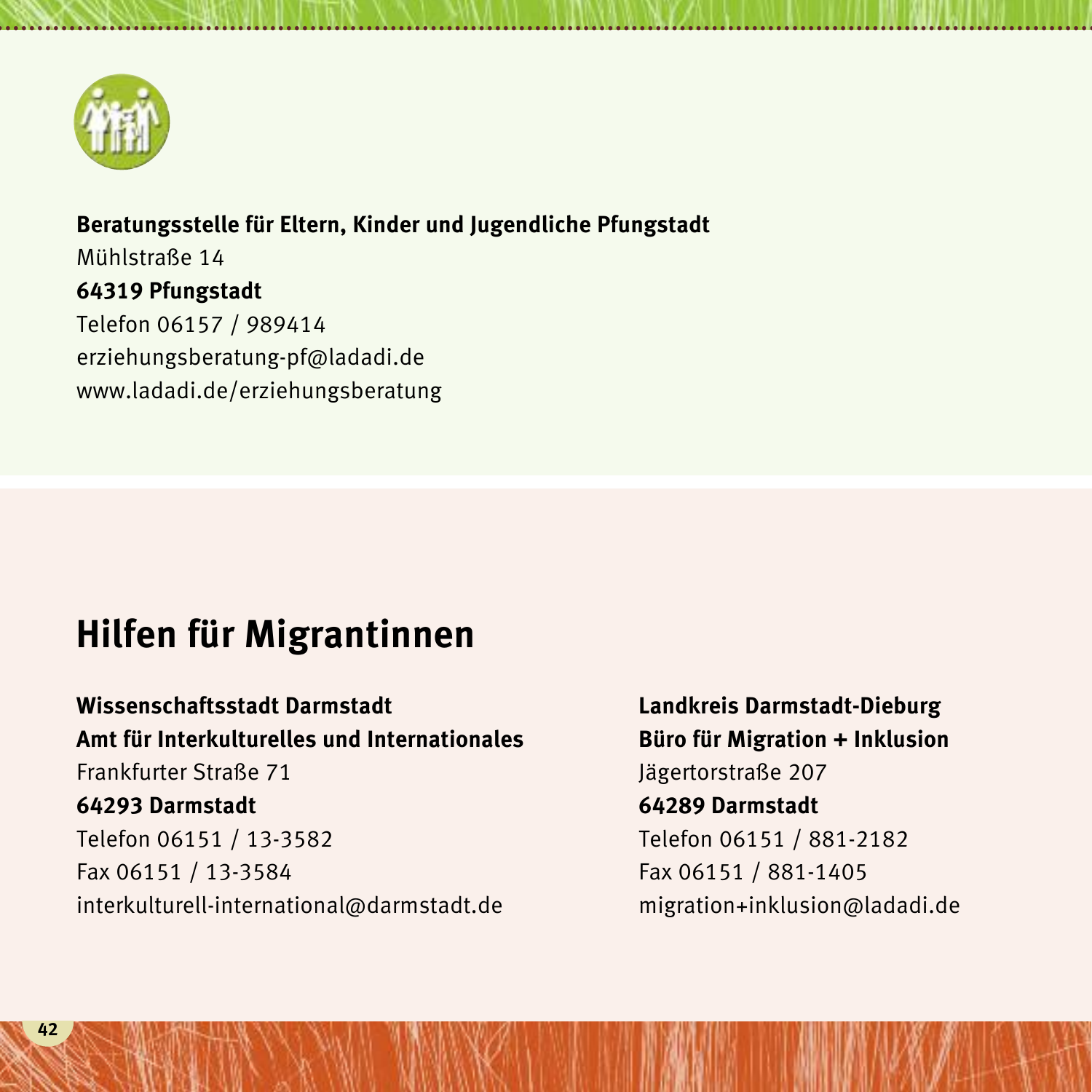**Beratungsstelle für Eltern, Kinder und Jugendliche Pfungstadt**
Mühlstraße 14
**64319 Pfungstadt**
Telefon 06157 / 989414
erziehungsberatung-pf@ladadi.de
www.ladadi.de/erziehungsberatung

# Hilfen für Migrantinnen

**Wissenschaftsstadt Darmstadt**
**Amt für Interkulturelles und Internationales**
Frankfurter Straße 71
**64293 Darmstadt**
Telefon 06151 / 13-3582
Fax 06151 / 13-3584
interkulturell-international@darmstadt.de

**Landkreis Darmstadt-Dieburg**
**Büro für Migration + Inklusion**
Jägertorstraße 207
**64289 Darmstadt**
Telefon 06151 / 881-2182
Fax 06151 / 881-1405
migration+inklusion@ladadi.de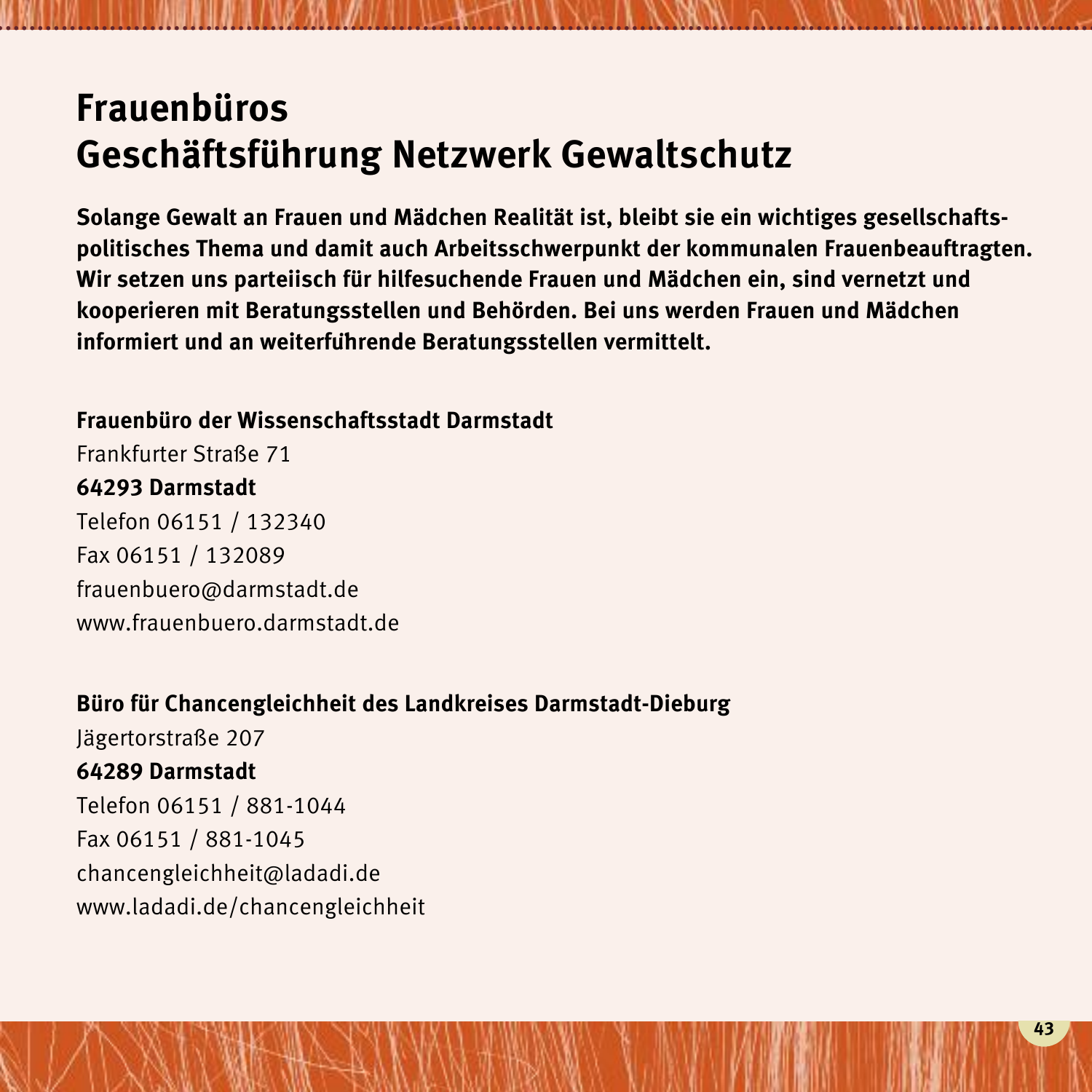# Frauenbüros
# Geschäftsführung Netzwerk Gewaltschutz

**Solange Gewalt an Frauen und Mädchen Realität ist, bleibt sie ein wichtiges gesellschafts-politisches Thema und damit auch Arbeitsschwerpunkt der kommunalen Frauenbeauftragten. Wir setzen uns parteiisch für hilfesuchende Frauen und Mädchen ein, sind vernetzt und kooperieren mit Beratungsstellen und Behörden. Bei uns werden Frauen und Mädchen informiert und an weiterführende Beratungsstellen vermittelt.**

**Frauenbüro der Wissenschaftsstadt Darmstadt**
Frankfurter Straße 71
**64293 Darmstadt**
Telefon 06151 / 132340
Fax 06151 / 132089
frauenbuero@darmstadt.de
www.frauenbuero.darmstadt.de

**Büro für Chancengleichheit des Landkreises Darmstadt-Dieburg**
Jägertorstraße 207
**64289 Darmstadt**
Telefon 06151 / 881-1044
Fax 06151 / 881-1045
chancengleichheit@ladadi.de
www.ladadi.de/chancengleichheit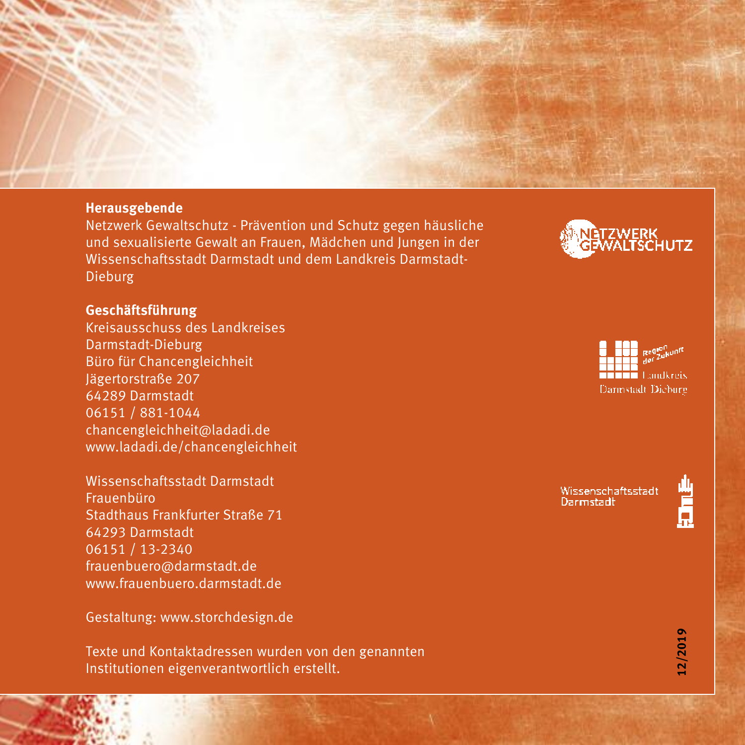**Herausgebende**
Netzwerk Gewaltschutz - Prävention und Schutz gegen häusliche und sexualisierte Gewalt an Frauen, Mädchen und Jungen in der Wissenschaftsstadt Darmstadt und dem Landkreis Darmstadt-Dieburg

**Geschäftsführung**
Kreisausschuss des Landkreises
Darmstadt-Dieburg
Büro für Chancengleichheit
Jägertorstraße 207
64289 Darmstadt
06151 / 881-1044
chancengleichheit@ladadi.de
www.ladadi.de/chancengleichheit

Wissenschaftsstadt Darmstadt
Frauenbüro
Stadthaus Frankfurter Straße 71
64293 Darmstadt
06151 / 13-2340
frauenbuero@darmstadt.de
www.frauenbuero.darmstadt.de

Gestaltung: www.storchdesign.de

Texte und Kontaktadressen wurden von den genannten Institutionen eigenverantwortlich erstellt.

NETZWERK GEWALTSCHUTZ

Region der Zukunft
Landkreis Darmstadt Dieburg

Wissenschaftsstadt Darmstadt

12/2019